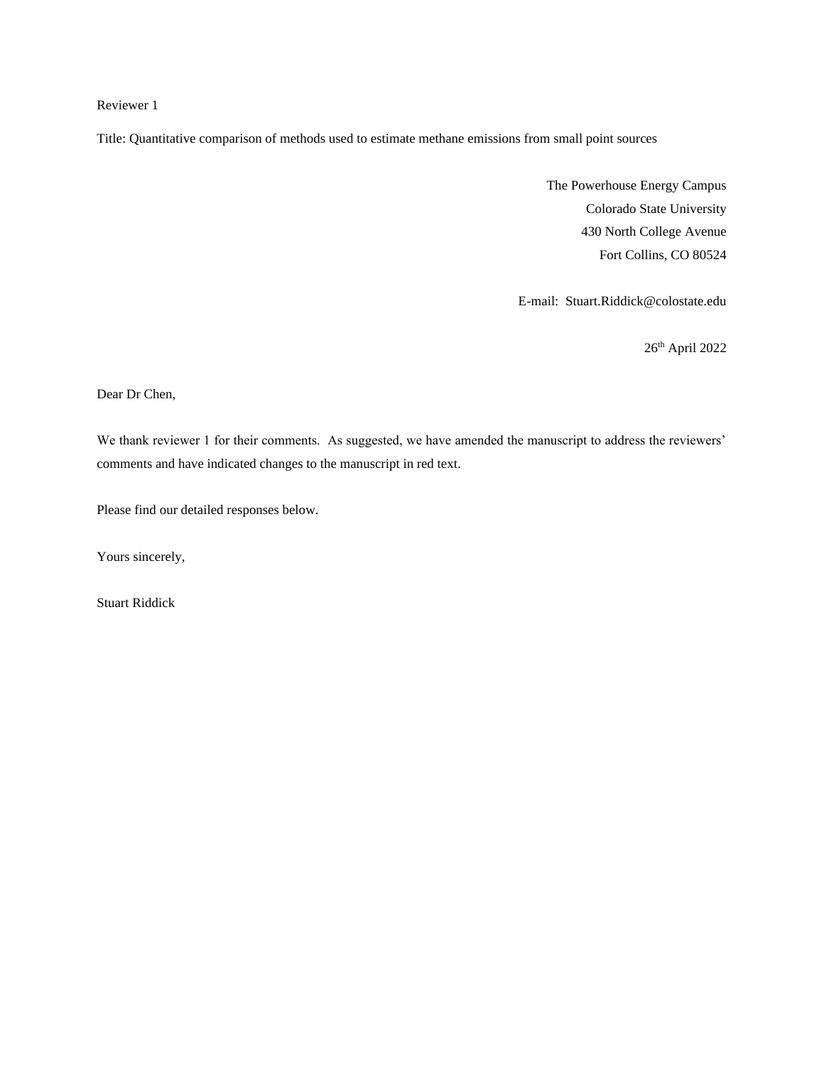Reviewer 1

Title: Quantitative comparison of methods used to estimate methane emissions from small point sources

The Powerhouse Energy Campus
Colorado State University
430 North College Avenue
Fort Collins, CO 80524

E-mail: Stuart.Riddick@colostate.edu

26th April 2022

Dear Dr Chen,

We thank reviewer 1 for their comments. As suggested, we have amended the manuscript to address the reviewers' comments and have indicated changes to the manuscript in red text.

Please find our detailed responses below.

Yours sincerely,

Stuart Riddick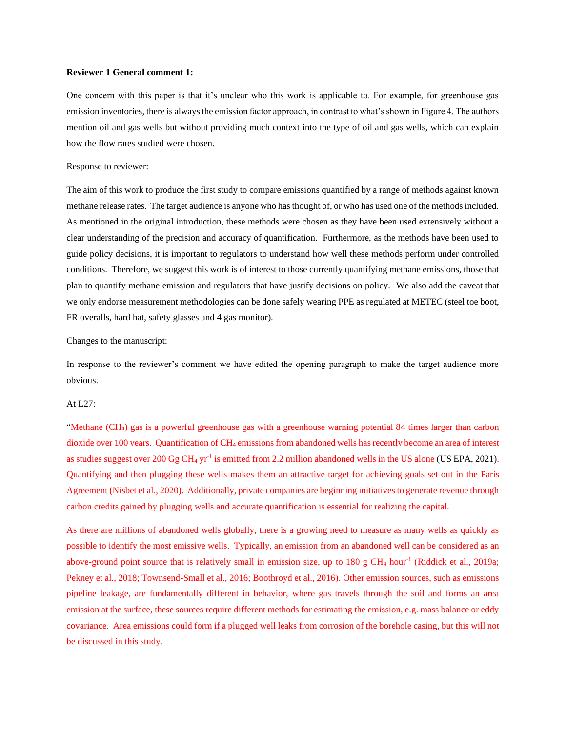**Reviewer 1 General comment 1:**

One concern with this paper is that it's unclear who this work is applicable to. For example, for greenhouse gas emission inventories, there is always the emission factor approach, in contrast to what's shown in Figure 4. The authors mention oil and gas wells but without providing much context into the type of oil and gas wells, which can explain how the flow rates studied were chosen.

Response to reviewer:

The aim of this work to produce the first study to compare emissions quantified by a range of methods against known methane release rates. The target audience is anyone who has thought of, or who has used one of the methods included. As mentioned in the original introduction, these methods were chosen as they have been used extensively without a clear understanding of the precision and accuracy of quantification. Furthermore, as the methods have been used to guide policy decisions, it is important to regulators to understand how well these methods perform under controlled conditions. Therefore, we suggest this work is of interest to those currently quantifying methane emissions, those that plan to quantify methane emission and regulators that have justify decisions on policy. We also add the caveat that we only endorse measurement methodologies can be done safely wearing PPE as regulated at METEC (steel toe boot, FR overalls, hard hat, safety glasses and 4 gas monitor).

Changes to the manuscript:

In response to the reviewer's comment we have edited the opening paragraph to make the target audience more obvious.

At L27:

"Methane ($CH_4$) gas is a powerful greenhouse gas with a greenhouse warning potential 84 times larger than carbon dioxide over 100 years. Quantification of $CH_4$ emissions from abandoned wells has recently become an area of interest as studies suggest over 200 Gg $CH_4$ $yr^{-1}$ is emitted from 2.2 million abandoned wells in the US alone (US EPA, 2021). Quantifying and then plugging these wells makes them an attractive target for achieving goals set out in the Paris Agreement (Nisbet et al., 2020). Additionally, private companies are beginning initiatives to generate revenue through carbon credits gained by plugging wells and accurate quantification is essential for realizing the capital.

As there are millions of abandoned wells globally, there is a growing need to measure as many wells as quickly as possible to identify the most emissive wells. Typically, an emission from an abandoned well can be considered as an above-ground point source that is relatively small in emission size, up to 180 g $CH_4$ $hour^{-1}$ (Riddick et al., 2019a; Pekney et al., 2018; Townsend-Small et al., 2016; Boothroyd et al., 2016). Other emission sources, such as emissions pipeline leakage, are fundamentally different in behavior, where gas travels through the soil and forms an area emission at the surface, these sources require different methods for estimating the emission, e.g. mass balance or eddy covariance. Area emissions could form if a plugged well leaks from corrosion of the borehole casing, but this will not be discussed in this study.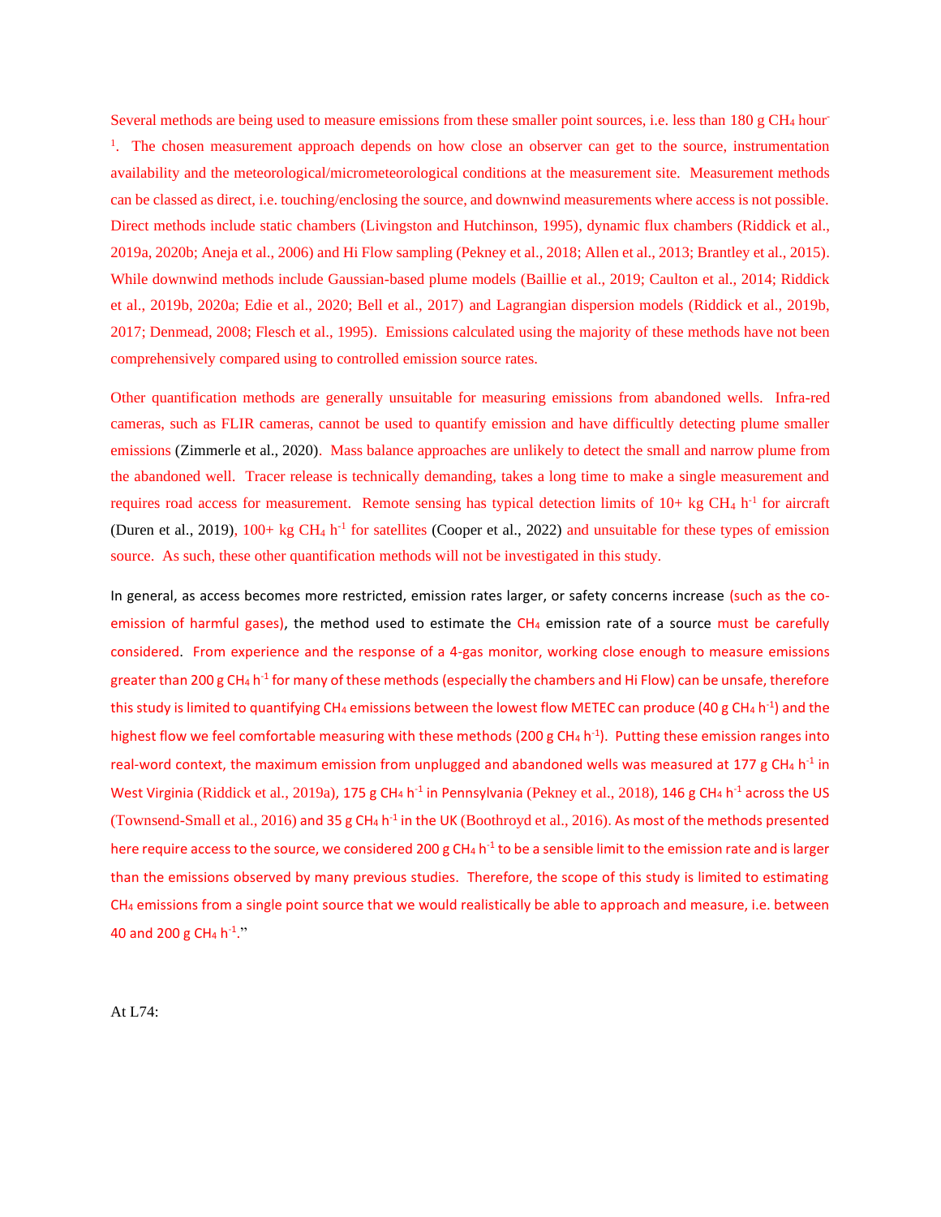Several methods are being used to measure emissions from these smaller point sources, i.e. less than 180 g $CH_4$ hour$^{-1}$. The chosen measurement approach depends on how close an observer can get to the source, instrumentation availability and the meteorological/micrometeorological conditions at the measurement site. Measurement methods can be classed as direct, i.e. touching/enclosing the source, and downwind measurements where access is not possible. Direct methods include static chambers (Livingston and Hutchinson, 1995), dynamic flux chambers (Riddick et al., 2019a, 2020b; Aneja et al., 2006) and Hi Flow sampling (Pekney et al., 2018; Allen et al., 2013; Brantley et al., 2015). While downwind methods include Gaussian-based plume models (Baillie et al., 2019; Caulton et al., 2014; Riddick et al., 2019b, 2020a; Edie et al., 2020; Bell et al., 2017) and Lagrangian dispersion models (Riddick et al., 2019b, 2017; Denmead, 2008; Flesch et al., 1995). Emissions calculated using the majority of these methods have not been comprehensively compared using to controlled emission source rates.

Other quantification methods are generally unsuitable for measuring emissions from abandoned wells. Infra-red cameras, such as FLIR cameras, cannot be used to quantify emission and have difficultly detecting plume smaller emissions (Zimmerle et al., 2020). Mass balance approaches are unlikely to detect the small and narrow plume from the abandoned well. Tracer release is technically demanding, takes a long time to make a single measurement and requires road access for measurement. Remote sensing has typical detection limits of 10+ kg $CH_4$ $h^{-1}$ for aircraft (Duren et al., 2019), 100+ kg $CH_4$ $h^{-1}$ for satellites (Cooper et al., 2022) and unsuitable for these types of emission source. As such, these other quantification methods will not be investigated in this study.

In general, as access becomes more restricted, emission rates larger, or safety concerns increase (such as the co-emission of harmful gases), the method used to estimate the $CH_4$ emission rate of a source must be carefully considered. From experience and the response of a 4-gas monitor, working close enough to measure emissions greater than 200 g $CH_4$ $h^{-1}$ for many of these methods (especially the chambers and Hi Flow) can be unsafe, therefore this study is limited to quantifying $CH_4$ emissions between the lowest flow METEC can produce (40 g $CH_4$ $h^{-1}$) and the highest flow we feel comfortable measuring with these methods (200 g $CH_4$ $h^{-1}$). Putting these emission ranges into real-word context, the maximum emission from unplugged and abandoned wells was measured at 177 g $CH_4$ $h^{-1}$ in West Virginia (Riddick et al., 2019a), 175 g $CH_4$ $h^{-1}$ in Pennsylvania (Pekney et al., 2018), 146 g $CH_4$ $h^{-1}$ across the US (Townsend-Small et al., 2016) and 35 g $CH_4$ $h^{-1}$ in the UK (Boothroyd et al., 2016). As most of the methods presented here require access to the source, we considered 200 g $CH_4$ $h^{-1}$ to be a sensible limit to the emission rate and is larger than the emissions observed by many previous studies. Therefore, the scope of this study is limited to estimating $CH_4$ emissions from a single point source that we would realistically be able to approach and measure, i.e. between 40 and 200 g $CH_4$ $h^{-1}$."

At L74: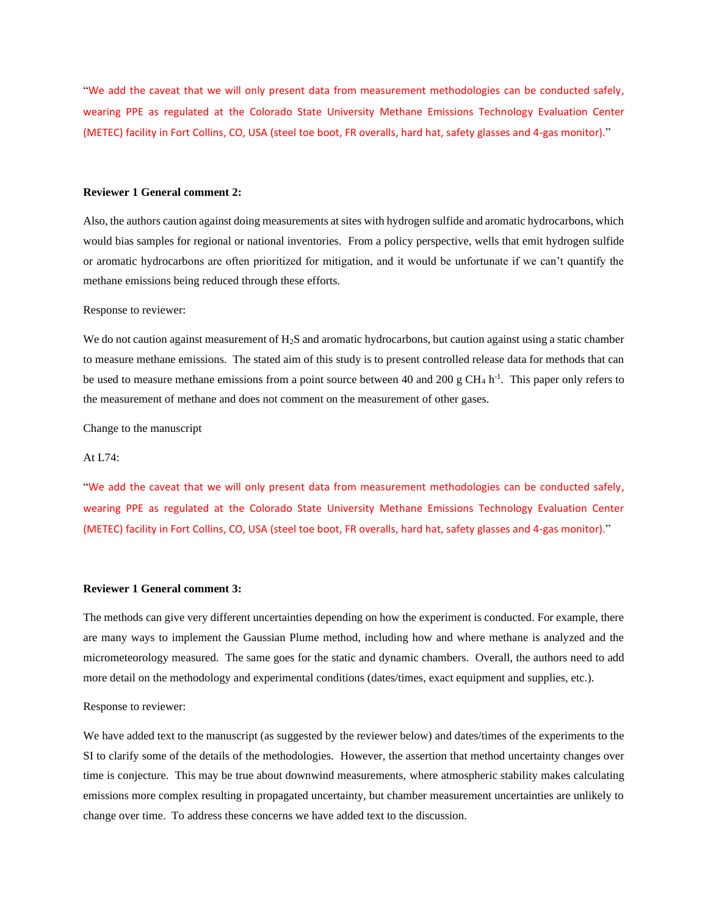"We add the caveat that we will only present data from measurement methodologies can be conducted safely, wearing PPE as regulated at the Colorado State University Methane Emissions Technology Evaluation Center (METEC) facility in Fort Collins, CO, USA (steel toe boot, FR overalls, hard hat, safety glasses and 4-gas monitor)."

**Reviewer 1 General comment 2:**

Also, the authors caution against doing measurements at sites with hydrogen sulfide and aromatic hydrocarbons, which would bias samples for regional or national inventories. From a policy perspective, wells that emit hydrogen sulfide or aromatic hydrocarbons are often prioritized for mitigation, and it would be unfortunate if we can't quantify the methane emissions being reduced through these efforts.

Response to reviewer:

We do not caution against measurement of $H_2S$ and aromatic hydrocarbons, but caution against using a static chamber to measure methane emissions. The stated aim of this study is to present controlled release data for methods that can be used to measure methane emissions from a point source between 40 and 200 g $CH_4$ $h^{-1}$. This paper only refers to the measurement of methane and does not comment on the measurement of other gases.

Change to the manuscript

At L74:

"We add the caveat that we will only present data from measurement methodologies can be conducted safely, wearing PPE as regulated at the Colorado State University Methane Emissions Technology Evaluation Center (METEC) facility in Fort Collins, CO, USA (steel toe boot, FR overalls, hard hat, safety glasses and 4-gas monitor)."

**Reviewer 1 General comment 3:**

The methods can give very different uncertainties depending on how the experiment is conducted. For example, there are many ways to implement the Gaussian Plume method, including how and where methane is analyzed and the micrometeorology measured. The same goes for the static and dynamic chambers. Overall, the authors need to add more detail on the methodology and experimental conditions (dates/times, exact equipment and supplies, etc.).

Response to reviewer:

We have added text to the manuscript (as suggested by the reviewer below) and dates/times of the experiments to the SI to clarify some of the details of the methodologies. However, the assertion that method uncertainty changes over time is conjecture. This may be true about downwind measurements, where atmospheric stability makes calculating emissions more complex resulting in propagated uncertainty, but chamber measurement uncertainties are unlikely to change over time. To address these concerns we have added text to the discussion.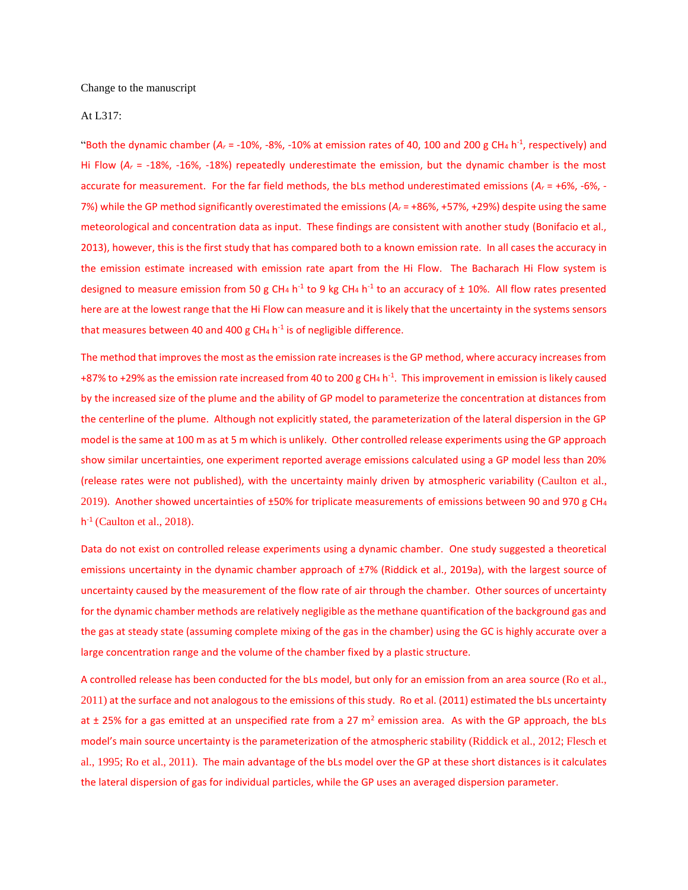Change to the manuscript

At L317:

"Both the dynamic chamber ($A_r$ = -10%, -8%, -10% at emission rates of 40, 100 and 200 g $CH_4$ $h^{-1}$, respectively) and Hi Flow ($A_r$ = -18%, -16%, -18%) repeatedly underestimate the emission, but the dynamic chamber is the most accurate for measurement. For the far field methods, the bLs method underestimated emissions ($A_r$ = +6%, -6%, -7%) while the GP method significantly overestimated the emissions ($A_r$ = +86%, +57%, +29%) despite using the same meteorological and concentration data as input. These findings are consistent with another study (Bonifacio et al., 2013), however, this is the first study that has compared both to a known emission rate. In all cases the accuracy in the emission estimate increased with emission rate apart from the Hi Flow. The Bacharach Hi Flow system is designed to measure emission from 50 g $CH_4$ $h^{-1}$ to 9 kg $CH_4$ $h^{-1}$ to an accuracy of ± 10%. All flow rates presented here are at the lowest range that the Hi Flow can measure and it is likely that the uncertainty in the systems sensors that measures between 40 and 400 g $CH_4$ $h^{-1}$ is of negligible difference.

The method that improves the most as the emission rate increases is the GP method, where accuracy increases from +87% to +29% as the emission rate increased from 40 to 200 g $CH_4$ $h^{-1}$. This improvement in emission is likely caused by the increased size of the plume and the ability of GP model to parameterize the concentration at distances from the centerline of the plume. Although not explicitly stated, the parameterization of the lateral dispersion in the GP model is the same at 100 m as at 5 m which is unlikely. Other controlled release experiments using the GP approach show similar uncertainties, one experiment reported average emissions calculated using a GP model less than 20% (release rates were not published), with the uncertainty mainly driven by atmospheric variability (Caulton et al., 2019). Another showed uncertainties of ±50% for triplicate measurements of emissions between 90 and 970 g $CH_4$ $h^{-1}$ (Caulton et al., 2018).

Data do not exist on controlled release experiments using a dynamic chamber. One study suggested a theoretical emissions uncertainty in the dynamic chamber approach of ±7% (Riddick et al., 2019a), with the largest source of uncertainty caused by the measurement of the flow rate of air through the chamber. Other sources of uncertainty for the dynamic chamber methods are relatively negligible as the methane quantification of the background gas and the gas at steady state (assuming complete mixing of the gas in the chamber) using the GC is highly accurate over a large concentration range and the volume of the chamber fixed by a plastic structure.

A controlled release has been conducted for the bLs model, but only for an emission from an area source (Ro et al., 2011) at the surface and not analogous to the emissions of this study. Ro et al. (2011) estimated the bLs uncertainty at ± 25% for a gas emitted at an unspecified rate from a 27 $m^2$ emission area. As with the GP approach, the bLs model's main source uncertainty is the parameterization of the atmospheric stability (Riddick et al., 2012; Flesch et al., 1995; Ro et al., 2011). The main advantage of the bLs model over the GP at these short distances is it calculates the lateral dispersion of gas for individual particles, while the GP uses an averaged dispersion parameter.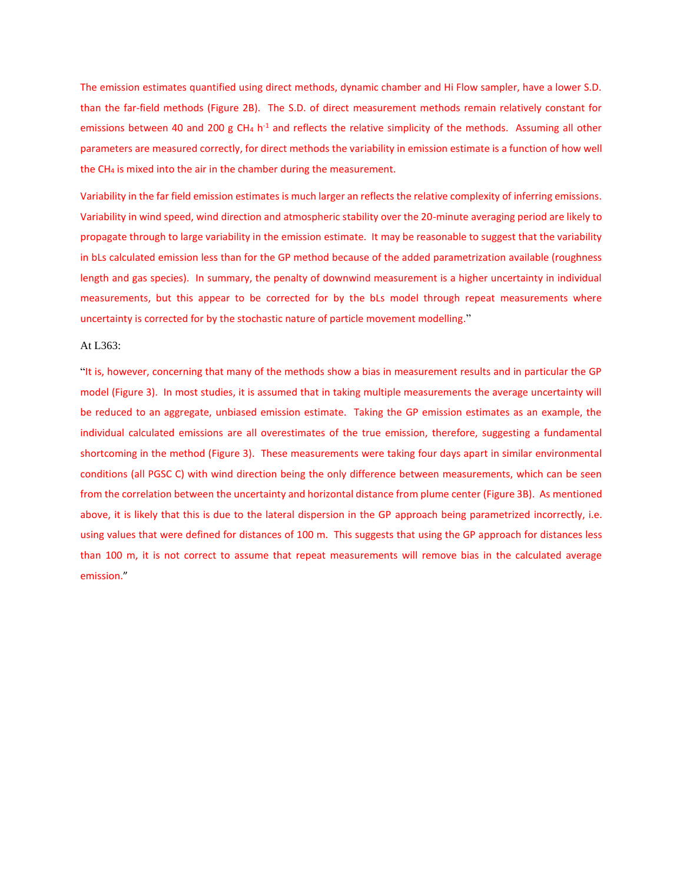The emission estimates quantified using direct methods, dynamic chamber and Hi Flow sampler, have a lower S.D. than the far-field methods (Figure 2B). The S.D. of direct measurement methods remain relatively constant for emissions between 40 and 200 g $CH_4$ $h^{-1}$ and reflects the relative simplicity of the methods. Assuming all other parameters are measured correctly, for direct methods the variability in emission estimate is a function of how well the $CH_4$ is mixed into the air in the chamber during the measurement.

Variability in the far field emission estimates is much larger an reflects the relative complexity of inferring emissions. Variability in wind speed, wind direction and atmospheric stability over the 20-minute averaging period are likely to propagate through to large variability in the emission estimate. It may be reasonable to suggest that the variability in bLs calculated emission less than for the GP method because of the added parametrization available (roughness length and gas species). In summary, the penalty of downwind measurement is a higher uncertainty in individual measurements, but this appear to be corrected for by the bLs model through repeat measurements where uncertainty is corrected for by the stochastic nature of particle movement modelling."

At L363:

"It is, however, concerning that many of the methods show a bias in measurement results and in particular the GP model (Figure 3). In most studies, it is assumed that in taking multiple measurements the average uncertainty will be reduced to an aggregate, unbiased emission estimate. Taking the GP emission estimates as an example, the individual calculated emissions are all overestimates of the true emission, therefore, suggesting a fundamental shortcoming in the method (Figure 3). These measurements were taking four days apart in similar environmental conditions (all PGSC C) with wind direction being the only difference between measurements, which can be seen from the correlation between the uncertainty and horizontal distance from plume center (Figure 3B). As mentioned above, it is likely that this is due to the lateral dispersion in the GP approach being parametrized incorrectly, i.e. using values that were defined for distances of 100 m. This suggests that using the GP approach for distances less than 100 m, it is not correct to assume that repeat measurements will remove bias in the calculated average emission."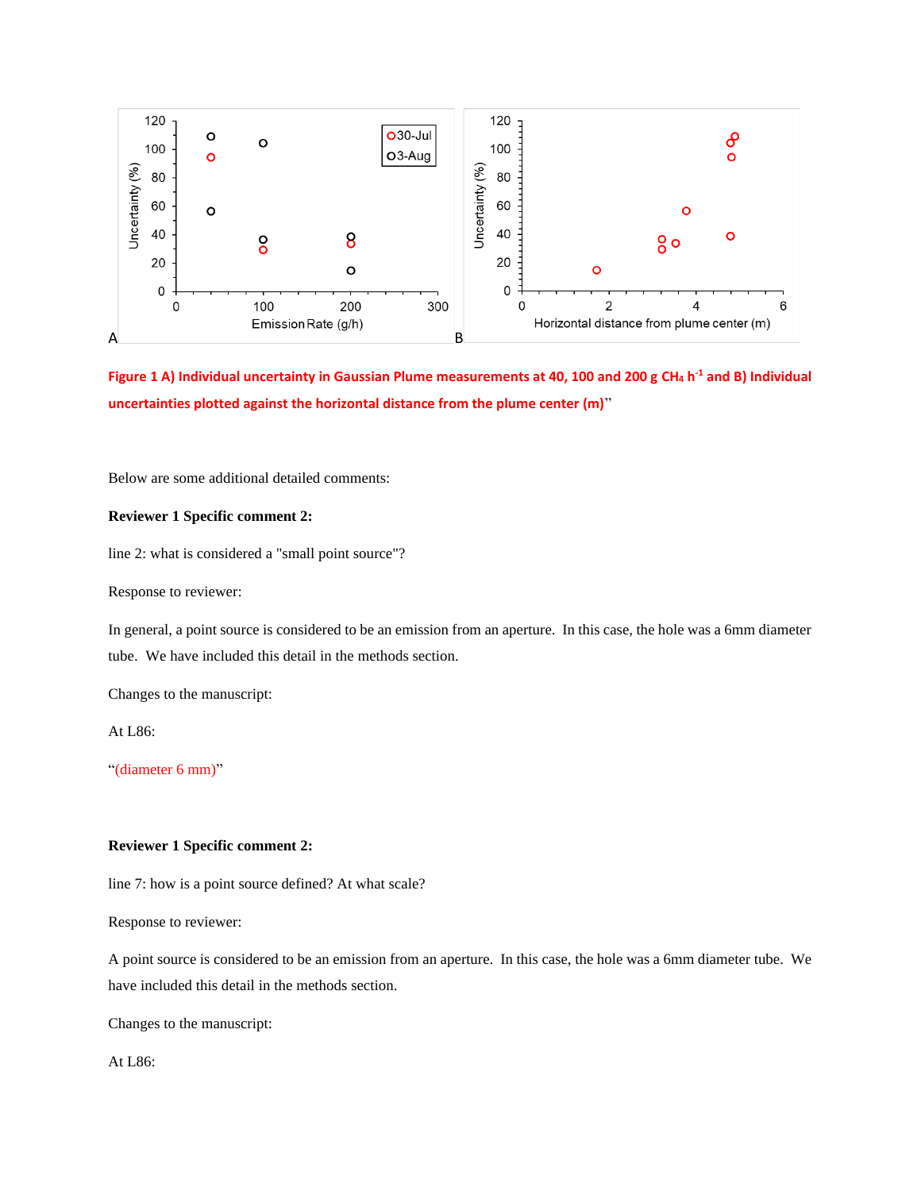**Figure 1 A) Individual uncertainty in Gaussian Plume measurements at 40, 100 and 200 g $CH_4$ $h^{-1}$ and B) Individual uncertainties plotted against the horizontal distance from the plume center (m)**"

Below are some additional detailed comments:

**Reviewer 1 Specific comment 2:**

line 2: what is considered a "small point source"?

Response to reviewer:

In general, a point source is considered to be an emission from an aperture. In this case, the hole was a 6mm diameter tube. We have included this detail in the methods section.

Changes to the manuscript:

At L86:

"(diameter 6 mm)"

**Reviewer 1 Specific comment 2:**

line 7: how is a point source defined? At what scale?

Response to reviewer:

A point source is considered to be an emission from an aperture. In this case, the hole was a 6mm diameter tube. We have included this detail in the methods section.

Changes to the manuscript:

At L86: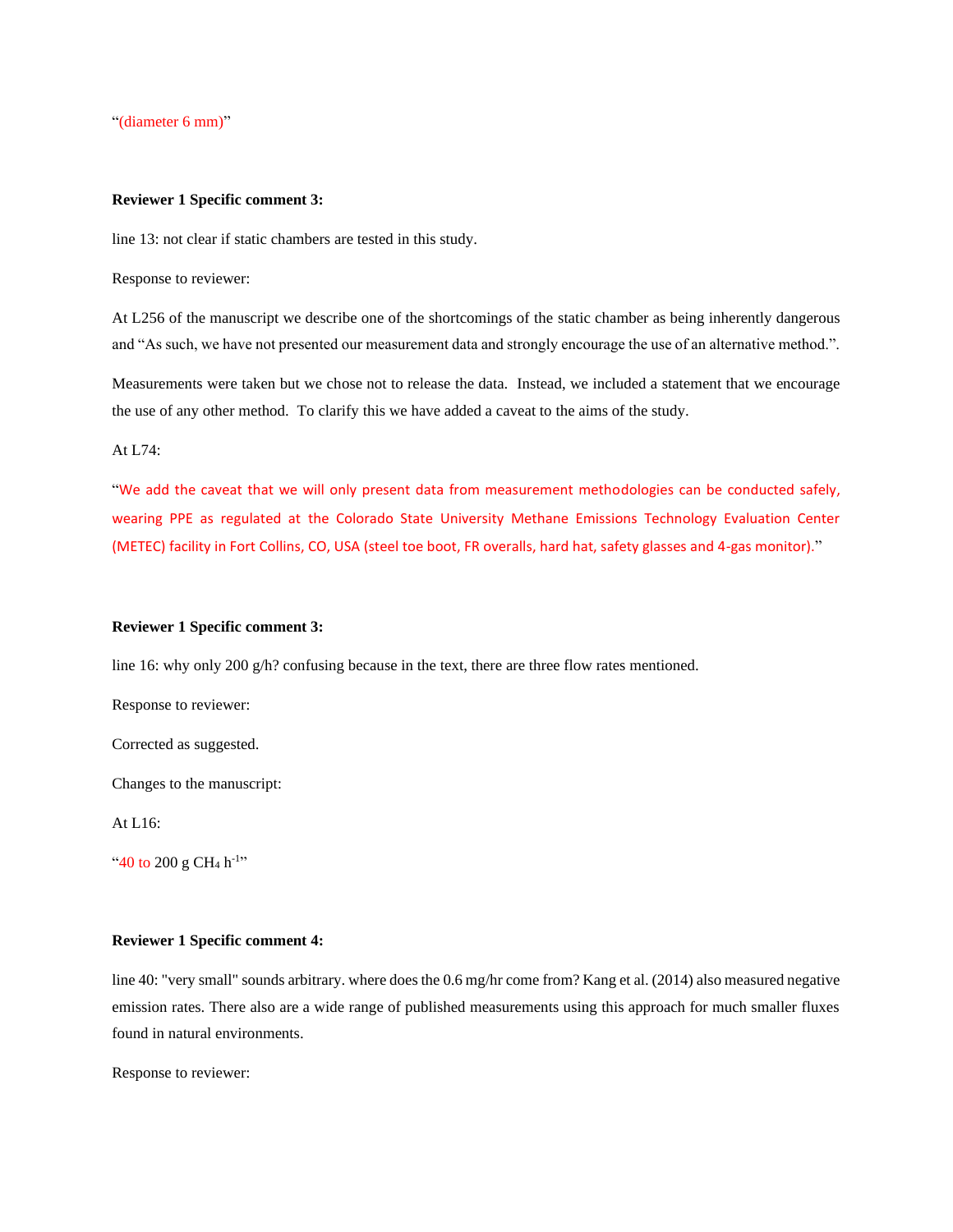"(diameter 6 mm)"

**Reviewer 1 Specific comment 3:**

line 13: not clear if static chambers are tested in this study.

Response to reviewer:

At L256 of the manuscript we describe one of the shortcomings of the static chamber as being inherently dangerous and "As such, we have not presented our measurement data and strongly encourage the use of an alternative method.".

Measurements were taken but we chose not to release the data. Instead, we included a statement that we encourage the use of any other method. To clarify this we have added a caveat to the aims of the study.

At L74:

"We add the caveat that we will only present data from measurement methodologies can be conducted safely, wearing PPE as regulated at the Colorado State University Methane Emissions Technology Evaluation Center (METEC) facility in Fort Collins, CO, USA (steel toe boot, FR overalls, hard hat, safety glasses and 4-gas monitor)."

**Reviewer 1 Specific comment 3:**

line 16: why only 200 g/h? confusing because in the text, there are three flow rates mentioned.

Response to reviewer:

Corrected as suggested.

Changes to the manuscript:

At L16:

"40 to 200 g $CH_4$ $h^{-1}$"

**Reviewer 1 Specific comment 4:**

line 40: "very small" sounds arbitrary. where does the 0.6 mg/hr come from? Kang et al. (2014) also measured negative emission rates. There also are a wide range of published measurements using this approach for much smaller fluxes found in natural environments.

Response to reviewer: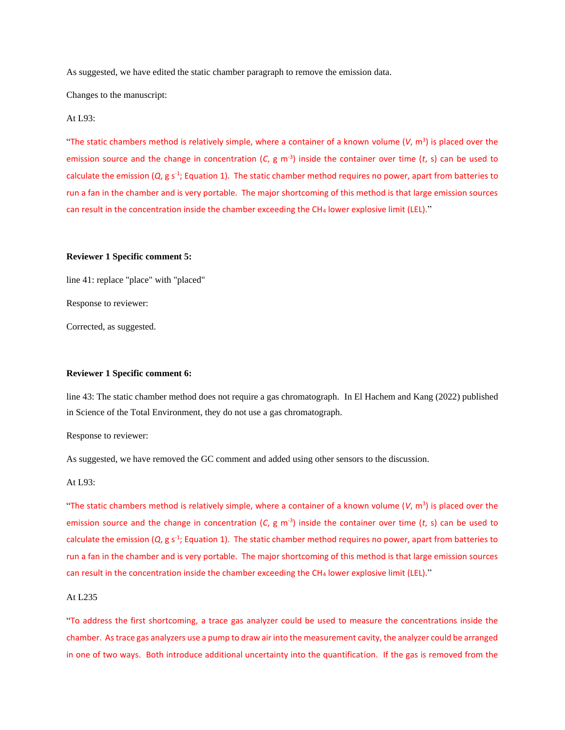As suggested, we have edited the static chamber paragraph to remove the emission data.

Changes to the manuscript:

At L93:

"The static chambers method is relatively simple, where a container of a known volume ($V$, $m^3$) is placed over the emission source and the change in concentration ($C$, g $m^{-3}$) inside the container over time ($t$, s) can be used to calculate the emission ($Q$, g $s^{-1}$; Equation 1). The static chamber method requires no power, apart from batteries to run a fan in the chamber and is very portable. The major shortcoming of this method is that large emission sources can result in the concentration inside the chamber exceeding the $CH_4$ lower explosive limit (LEL)."

**Reviewer 1 Specific comment 5:**

line 41: replace "place" with "placed"

Response to reviewer:

Corrected, as suggested.

**Reviewer 1 Specific comment 6:**

line 43: The static chamber method does not require a gas chromatograph. In El Hachem and Kang (2022) published in Science of the Total Environment, they do not use a gas chromatograph.

Response to reviewer:

As suggested, we have removed the GC comment and added using other sensors to the discussion.

At L93:

"The static chambers method is relatively simple, where a container of a known volume ($V$, $m^3$) is placed over the emission source and the change in concentration ($C$, g $m^{-3}$) inside the container over time ($t$, s) can be used to calculate the emission ($Q$, g $s^{-1}$; Equation 1). The static chamber method requires no power, apart from batteries to run a fan in the chamber and is very portable. The major shortcoming of this method is that large emission sources can result in the concentration inside the chamber exceeding the $CH_4$ lower explosive limit (LEL)."

At L235

"To address the first shortcoming, a trace gas analyzer could be used to measure the concentrations inside the chamber. As trace gas analyzers use a pump to draw air into the measurement cavity, the analyzer could be arranged in one of two ways. Both introduce additional uncertainty into the quantification. If the gas is removed from the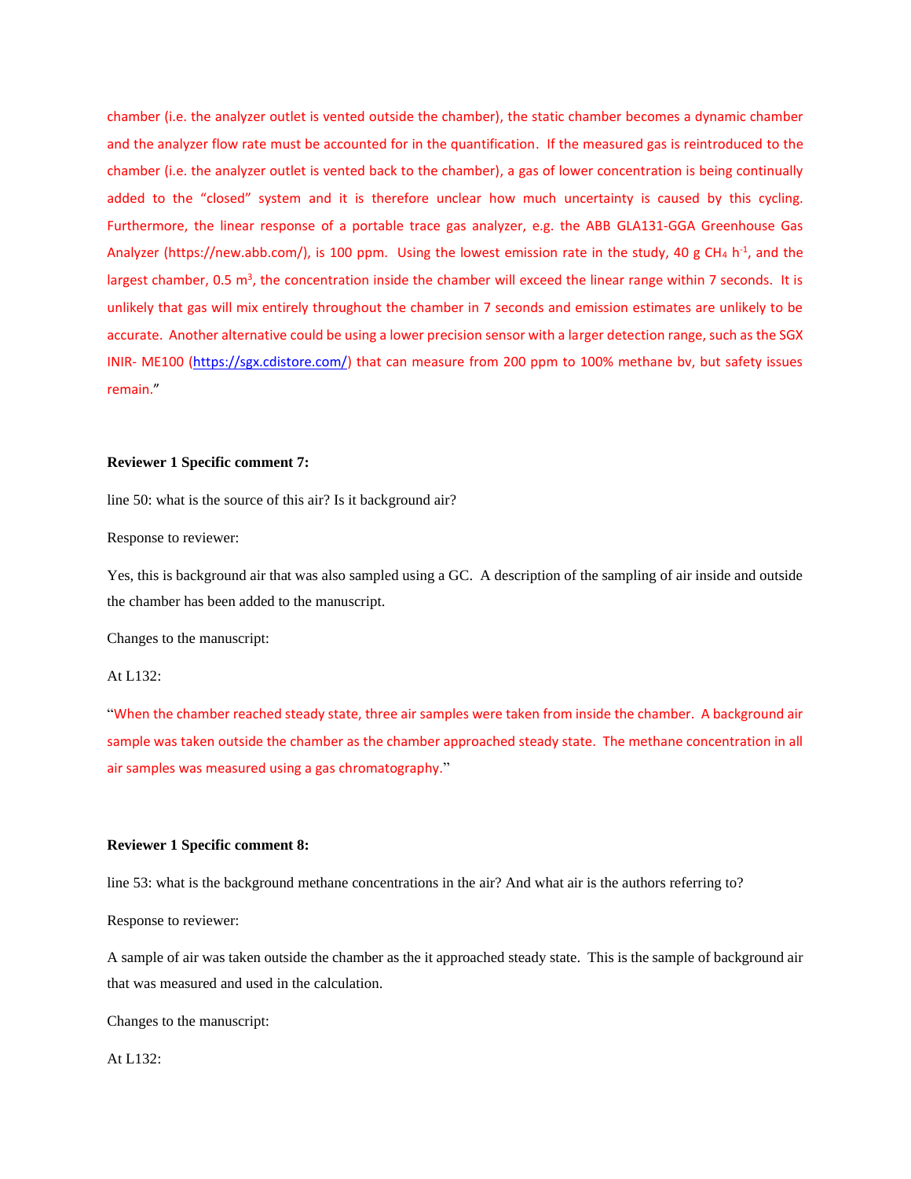chamber (i.e. the analyzer outlet is vented outside the chamber), the static chamber becomes a dynamic chamber and the analyzer flow rate must be accounted for in the quantification. If the measured gas is reintroduced to the chamber (i.e. the analyzer outlet is vented back to the chamber), a gas of lower concentration is being continually added to the "closed" system and it is therefore unclear how much uncertainty is caused by this cycling. Furthermore, the linear response of a portable trace gas analyzer, e.g. the ABB GLA131-GGA Greenhouse Gas Analyzer (https://new.abb.com/), is 100 ppm. Using the lowest emission rate in the study, 40 g $CH_4$ $h^{-1}$, and the largest chamber, 0.5 $m^3$, the concentration inside the chamber will exceed the linear range within 7 seconds. It is unlikely that gas will mix entirely throughout the chamber in 7 seconds and emission estimates are unlikely to be accurate. Another alternative could be using a lower precision sensor with a larger detection range, such as the SGX INIR- ME100 (https://sgx.cdistore.com/) that can measure from 200 ppm to 100% methane bv, but safety issues remain."

**Reviewer 1 Specific comment 7:**

line 50: what is the source of this air? Is it background air?

Response to reviewer:

Yes, this is background air that was also sampled using a GC. A description of the sampling of air inside and outside the chamber has been added to the manuscript.

Changes to the manuscript:

At L132:

"When the chamber reached steady state, three air samples were taken from inside the chamber. A background air sample was taken outside the chamber as the chamber approached steady state. The methane concentration in all air samples was measured using a gas chromatography."

**Reviewer 1 Specific comment 8:**

line 53: what is the background methane concentrations in the air? And what air is the authors referring to?

Response to reviewer:

A sample of air was taken outside the chamber as the it approached steady state. This is the sample of background air that was measured and used in the calculation.

Changes to the manuscript:

At L132: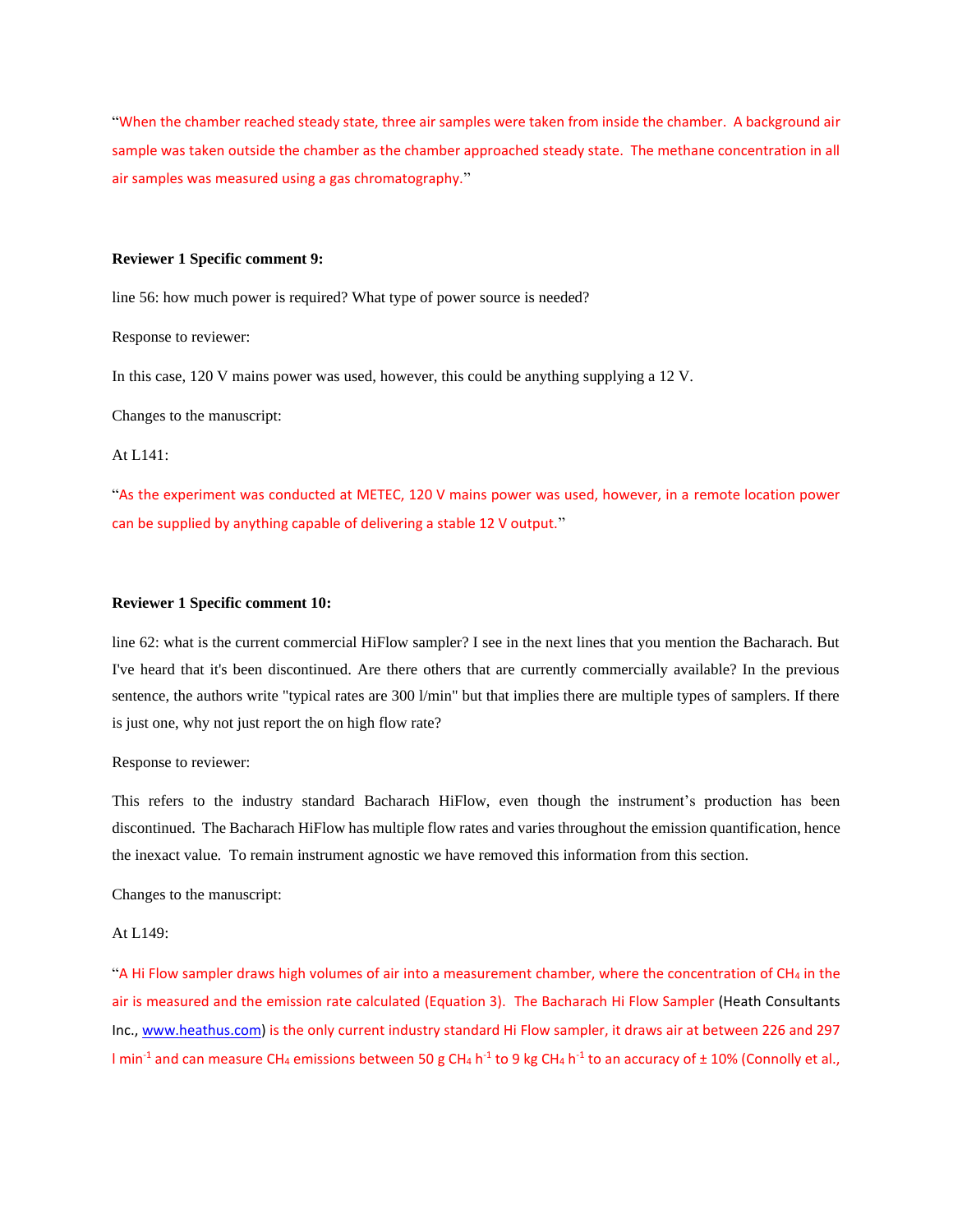"When the chamber reached steady state, three air samples were taken from inside the chamber. A background air sample was taken outside the chamber as the chamber approached steady state. The methane concentration in all air samples was measured using a gas chromatography."

**Reviewer 1 Specific comment 9:**

line 56: how much power is required? What type of power source is needed?

Response to reviewer:

In this case, 120 V mains power was used, however, this could be anything supplying a 12 V.

Changes to the manuscript:

At L141:

"As the experiment was conducted at METEC, 120 V mains power was used, however, in a remote location power can be supplied by anything capable of delivering a stable 12 V output."

**Reviewer 1 Specific comment 10:**

line 62: what is the current commercial HiFlow sampler? I see in the next lines that you mention the Bacharach. But I've heard that it's been discontinued. Are there others that are currently commercially available? In the previous sentence, the authors write "typical rates are 300 l/min" but that implies there are multiple types of samplers. If there is just one, why not just report the on high flow rate?

Response to reviewer:

This refers to the industry standard Bacharach HiFlow, even though the instrument's production has been discontinued. The Bacharach HiFlow has multiple flow rates and varies throughout the emission quantification, hence the inexact value. To remain instrument agnostic we have removed this information from this section.

Changes to the manuscript:

At L149:

"A Hi Flow sampler draws high volumes of air into a measurement chamber, where the concentration of $CH_4$ in the air is measured and the emission rate calculated (Equation 3). The Bacharach Hi Flow Sampler (Heath Consultants Inc., www.heathus.com) is the only current industry standard Hi Flow sampler, it draws air at between 226 and 297 l min$^{-1}$ and can measure $CH_4$ emissions between 50 g $CH_4$ h$^{-1}$ to 9 kg $CH_4$ h$^{-1}$ to an accuracy of ± 10% (Connolly et al.,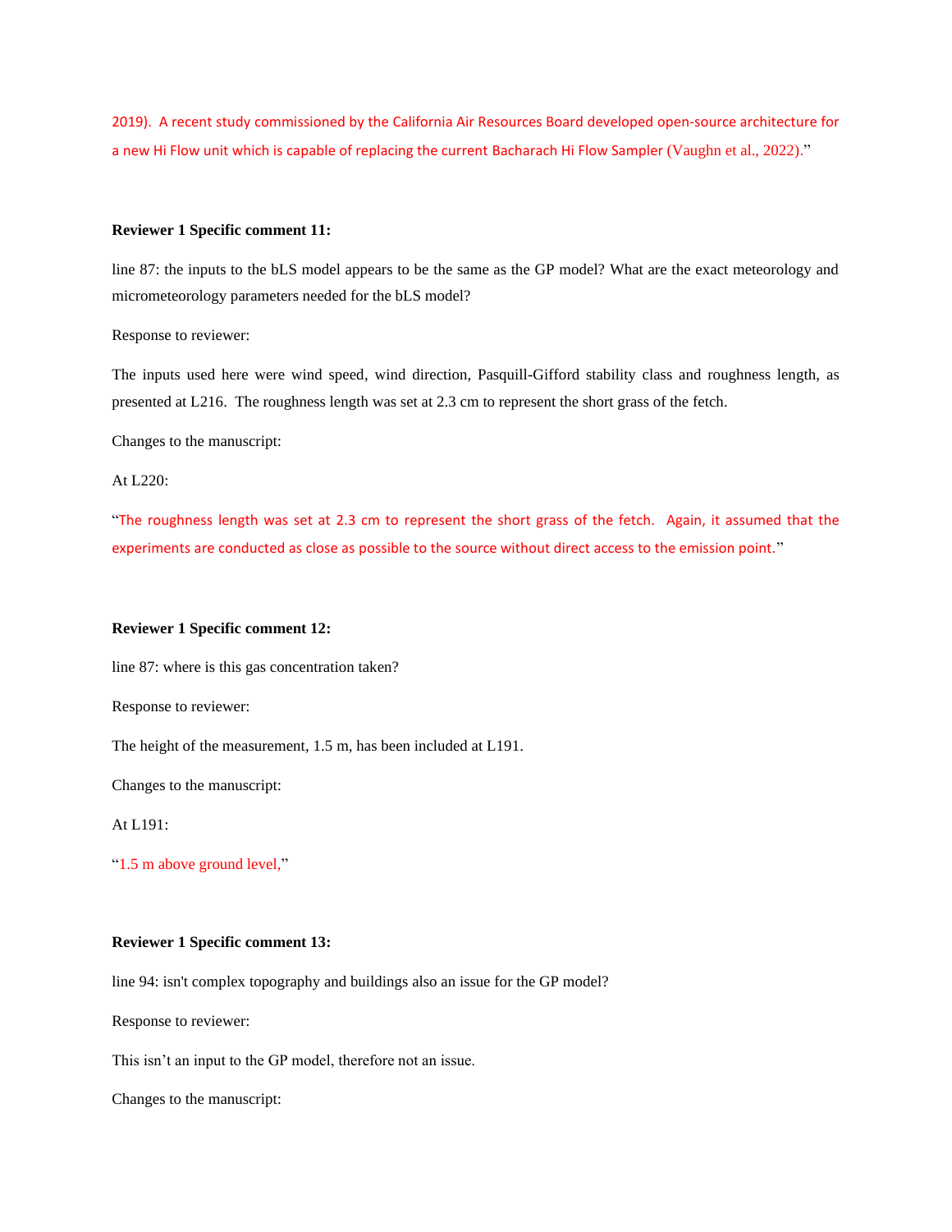2019). A recent study commissioned by the California Air Resources Board developed open-source architecture for a new Hi Flow unit which is capable of replacing the current Bacharach Hi Flow Sampler (Vaughn et al., 2022)."

**Reviewer 1 Specific comment 11:**

line 87: the inputs to the bLS model appears to be the same as the GP model? What are the exact meteorology and micrometeorology parameters needed for the bLS model?

Response to reviewer:

The inputs used here were wind speed, wind direction, Pasquill-Gifford stability class and roughness length, as presented at L216. The roughness length was set at 2.3 cm to represent the short grass of the fetch.

Changes to the manuscript:

At L220:

"The roughness length was set at 2.3 cm to represent the short grass of the fetch. Again, it assumed that the experiments are conducted as close as possible to the source without direct access to the emission point."

**Reviewer 1 Specific comment 12:**

line 87: where is this gas concentration taken?

Response to reviewer:

The height of the measurement, 1.5 m, has been included at L191.

Changes to the manuscript:

At L191:

"1.5 m above ground level,"

**Reviewer 1 Specific comment 13:**

line 94: isn't complex topography and buildings also an issue for the GP model?

Response to reviewer:

This isn't an input to the GP model, therefore not an issue.

Changes to the manuscript: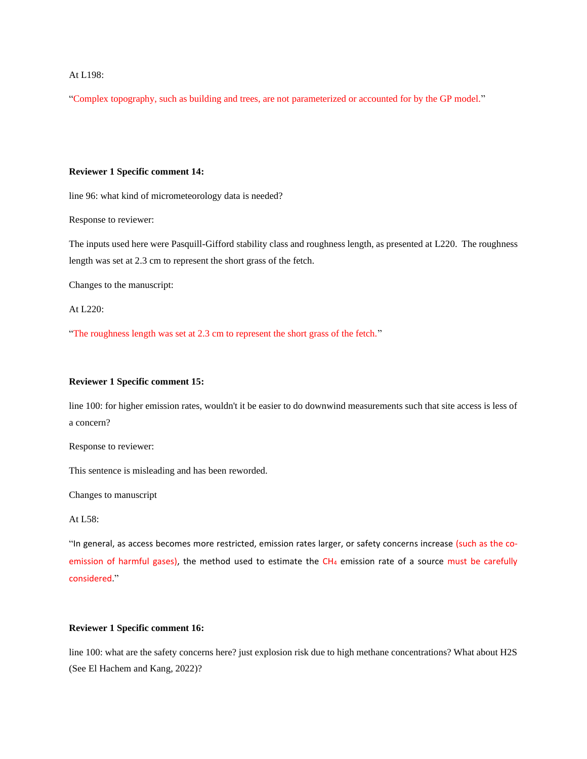At L198:

"Complex topography, such as building and trees, are not parameterized or accounted for by the GP model."

**Reviewer 1 Specific comment 14:**

line 96: what kind of micrometeorology data is needed?

Response to reviewer:

The inputs used here were Pasquill-Gifford stability class and roughness length, as presented at L220. The roughness length was set at 2.3 cm to represent the short grass of the fetch.

Changes to the manuscript:

At L220:

"The roughness length was set at 2.3 cm to represent the short grass of the fetch."

**Reviewer 1 Specific comment 15:**

line 100: for higher emission rates, wouldn't it be easier to do downwind measurements such that site access is less of a concern?

Response to reviewer:

This sentence is misleading and has been reworded.

Changes to manuscript

At L58:

"In general, as access becomes more restricted, emission rates larger, or safety concerns increase (such as the co-emission of harmful gases), the method used to estimate the $CH_4$ emission rate of a source must be carefully considered."

**Reviewer 1 Specific comment 16:**

line 100: what are the safety concerns here? just explosion risk due to high methane concentrations? What about H2S (See El Hachem and Kang, 2022)?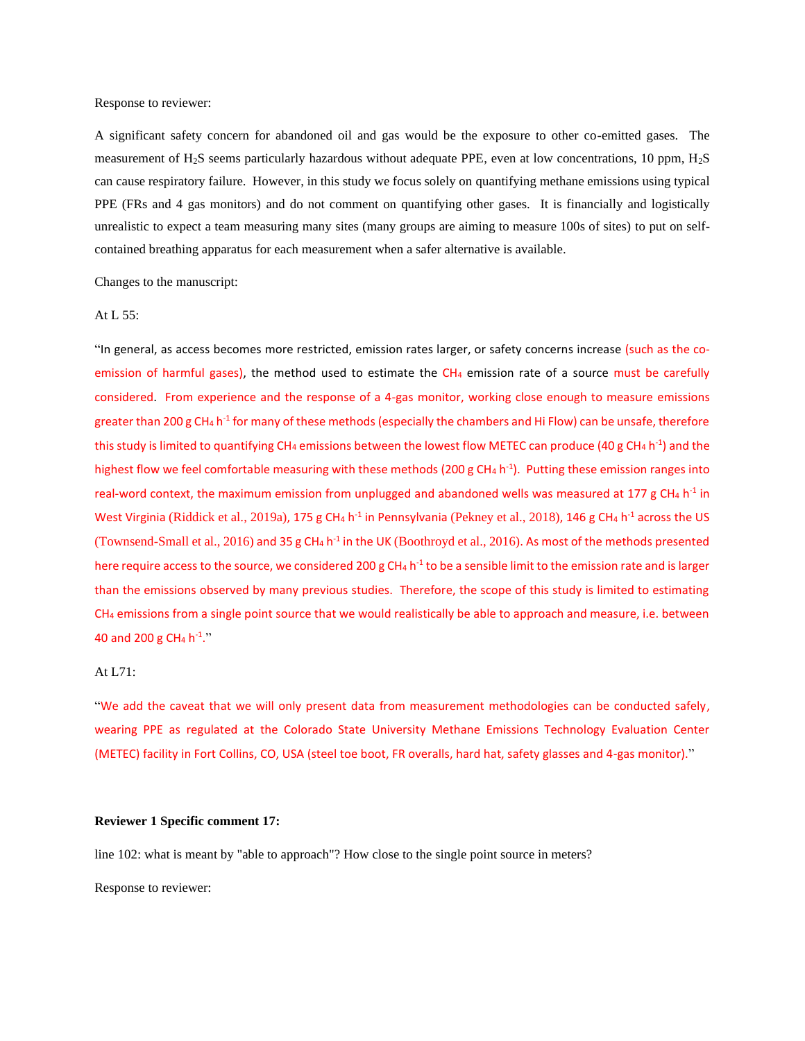Response to reviewer:

A significant safety concern for abandoned oil and gas would be the exposure to other co-emitted gases. The measurement of $H_2S$ seems particularly hazardous without adequate PPE, even at low concentrations, 10 ppm, $H_2S$ can cause respiratory failure. However, in this study we focus solely on quantifying methane emissions using typical PPE (FRs and 4 gas monitors) and do not comment on quantifying other gases. It is financially and logistically unrealistic to expect a team measuring many sites (many groups are aiming to measure 100s of sites) to put on self-contained breathing apparatus for each measurement when a safer alternative is available.

Changes to the manuscript:

At L 55:

"In general, as access becomes more restricted, emission rates larger, or safety concerns increase (such as the co-emission of harmful gases), the method used to estimate the $CH_4$ emission rate of a source must be carefully considered. From experience and the response of a 4-gas monitor, working close enough to measure emissions greater than 200 g $CH_4$ $h^{-1}$ for many of these methods (especially the chambers and Hi Flow) can be unsafe, therefore this study is limited to quantifying $CH_4$ emissions between the lowest flow METEC can produce (40 g $CH_4$ $h^{-1}$) and the highest flow we feel comfortable measuring with these methods (200 g $CH_4$ $h^{-1}$). Putting these emission ranges into real-word context, the maximum emission from unplugged and abandoned wells was measured at 177 g $CH_4$ $h^{-1}$ in West Virginia (Riddick et al., 2019a), 175 g $CH_4$ $h^{-1}$ in Pennsylvania (Pekney et al., 2018), 146 g $CH_4$ $h^{-1}$ across the US (Townsend-Small et al., 2016) and 35 g $CH_4$ $h^{-1}$ in the UK (Boothroyd et al., 2016). As most of the methods presented here require access to the source, we considered 200 g $CH_4$ $h^{-1}$ to be a sensible limit to the emission rate and is larger than the emissions observed by many previous studies. Therefore, the scope of this study is limited to estimating $CH_4$ emissions from a single point source that we would realistically be able to approach and measure, i.e. between 40 and 200 g $CH_4$ $h^{-1}$."

At L71:

"We add the caveat that we will only present data from measurement methodologies can be conducted safely, wearing PPE as regulated at the Colorado State University Methane Emissions Technology Evaluation Center (METEC) facility in Fort Collins, CO, USA (steel toe boot, FR overalls, hard hat, safety glasses and 4-gas monitor)."

**Reviewer 1 Specific comment 17:**

line 102: what is meant by "able to approach"? How close to the single point source in meters?

Response to reviewer: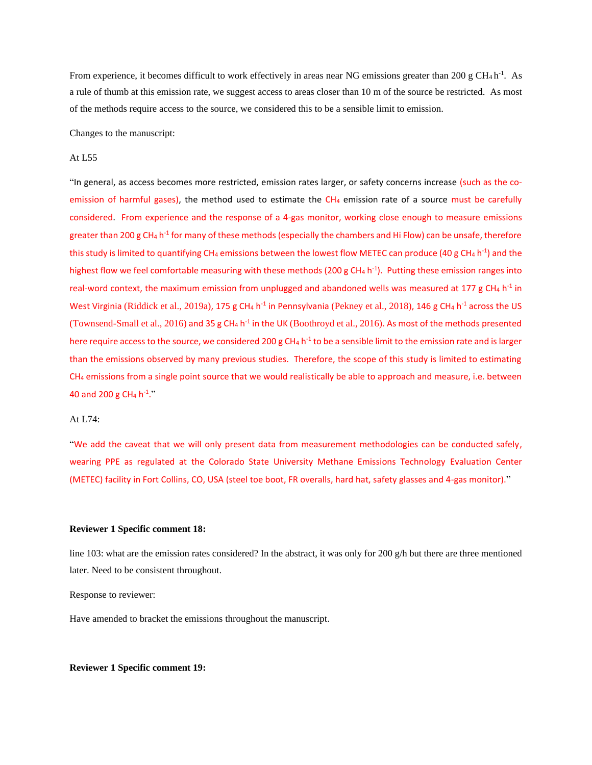From experience, it becomes difficult to work effectively in areas near NG emissions greater than 200 g $CH_4$ $h^{-1}$. As a rule of thumb at this emission rate, we suggest access to areas closer than 10 m of the source be restricted. As most of the methods require access to the source, we considered this to be a sensible limit to emission.

Changes to the manuscript:

At L55

"In general, as access becomes more restricted, emission rates larger, or safety concerns increase (such as the co-emission of harmful gases), the method used to estimate the $CH_4$ emission rate of a source must be carefully considered. From experience and the response of a 4-gas monitor, working close enough to measure emissions greater than 200 g $CH_4$ $h^{-1}$ for many of these methods (especially the chambers and Hi Flow) can be unsafe, therefore this study is limited to quantifying $CH_4$ emissions between the lowest flow METEC can produce (40 g $CH_4$ $h^{-1}$) and the highest flow we feel comfortable measuring with these methods (200 g $CH_4$ $h^{-1}$). Putting these emission ranges into real-word context, the maximum emission from unplugged and abandoned wells was measured at 177 g $CH_4$ $h^{-1}$ in West Virginia (Riddick et al., 2019a), 175 g $CH_4$ $h^{-1}$ in Pennsylvania (Pekney et al., 2018), 146 g $CH_4$ $h^{-1}$ across the US (Townsend-Small et al., 2016) and 35 g $CH_4$ $h^{-1}$ in the UK (Boothroyd et al., 2016). As most of the methods presented here require access to the source, we considered 200 g $CH_4$ $h^{-1}$ to be a sensible limit to the emission rate and is larger than the emissions observed by many previous studies. Therefore, the scope of this study is limited to estimating $CH_4$ emissions from a single point source that we would realistically be able to approach and measure, i.e. between 40 and 200 g $CH_4$ $h^{-1}$."

At L74:

"We add the caveat that we will only present data from measurement methodologies can be conducted safely, wearing PPE as regulated at the Colorado State University Methane Emissions Technology Evaluation Center (METEC) facility in Fort Collins, CO, USA (steel toe boot, FR overalls, hard hat, safety glasses and 4-gas monitor)."

**Reviewer 1 Specific comment 18:**

line 103: what are the emission rates considered? In the abstract, it was only for 200 g/h but there are three mentioned later. Need to be consistent throughout.

Response to reviewer:

Have amended to bracket the emissions throughout the manuscript.

**Reviewer 1 Specific comment 19:**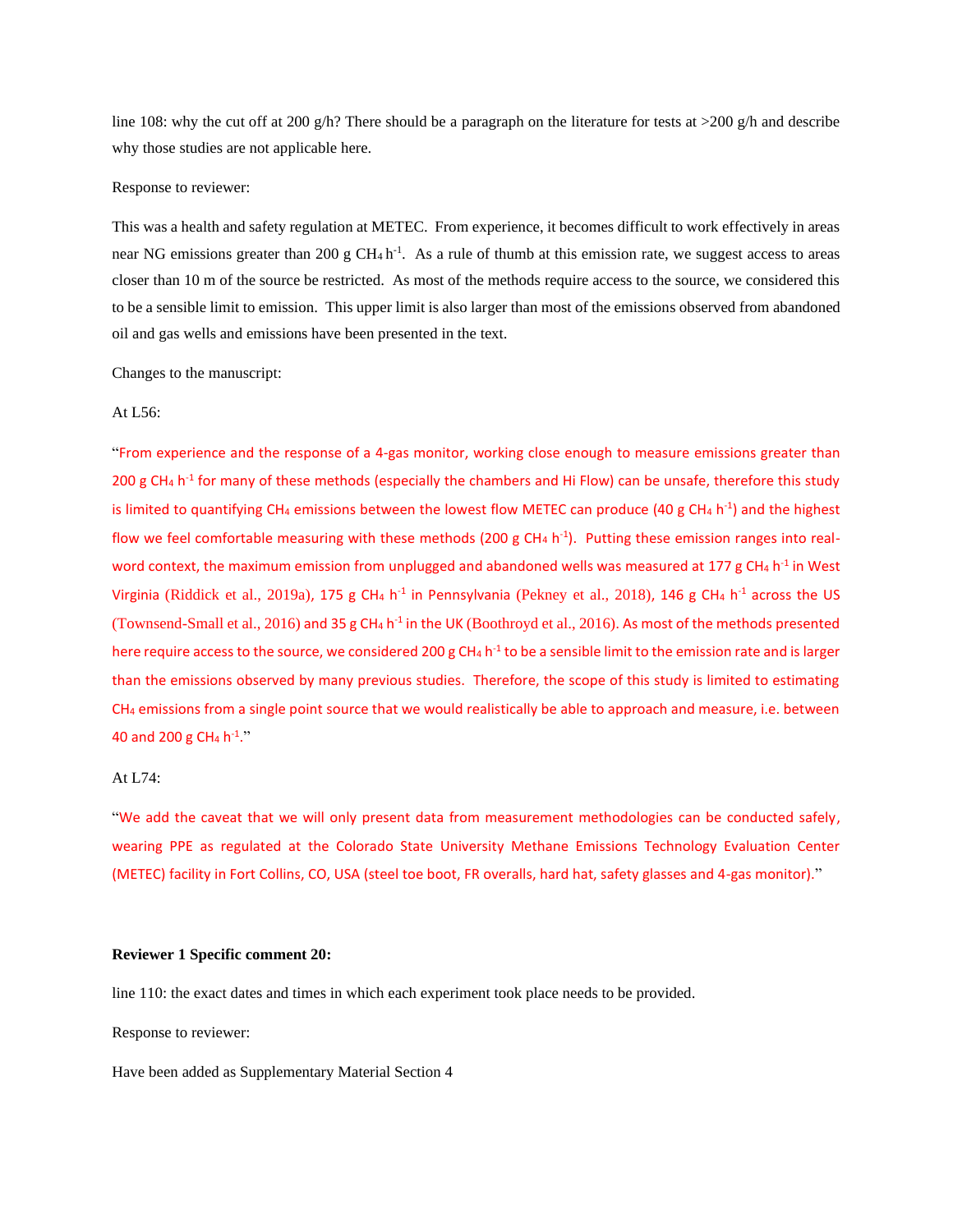line 108: why the cut off at 200 g/h? There should be a paragraph on the literature for tests at >200 g/h and describe why those studies are not applicable here.

Response to reviewer:

This was a health and safety regulation at METEC. From experience, it becomes difficult to work effectively in areas near NG emissions greater than 200 g $CH_4$ $h^{-1}$. As a rule of thumb at this emission rate, we suggest access to areas closer than 10 m of the source be restricted. As most of the methods require access to the source, we considered this to be a sensible limit to emission. This upper limit is also larger than most of the emissions observed from abandoned oil and gas wells and emissions have been presented in the text.

Changes to the manuscript:

At L56:

"From experience and the response of a 4-gas monitor, working close enough to measure emissions greater than 200 g $CH_4$ $h^{-1}$ for many of these methods (especially the chambers and Hi Flow) can be unsafe, therefore this study is limited to quantifying $CH_4$ emissions between the lowest flow METEC can produce (40 g $CH_4$ $h^{-1}$) and the highest flow we feel comfortable measuring with these methods (200 g $CH_4$ $h^{-1}$). Putting these emission ranges into real-word context, the maximum emission from unplugged and abandoned wells was measured at 177 g $CH_4$ $h^{-1}$ in West Virginia (Riddick et al., 2019a), 175 g $CH_4$ $h^{-1}$ in Pennsylvania (Pekney et al., 2018), 146 g $CH_4$ $h^{-1}$ across the US (Townsend-Small et al., 2016) and 35 g $CH_4$ $h^{-1}$ in the UK (Boothroyd et al., 2016). As most of the methods presented here require access to the source, we considered 200 g $CH_4$ $h^{-1}$ to be a sensible limit to the emission rate and is larger than the emissions observed by many previous studies. Therefore, the scope of this study is limited to estimating $CH_4$ emissions from a single point source that we would realistically be able to approach and measure, i.e. between 40 and 200 g $CH_4$ $h^{-1}$."

At L74:

"We add the caveat that we will only present data from measurement methodologies can be conducted safely, wearing PPE as regulated at the Colorado State University Methane Emissions Technology Evaluation Center (METEC) facility in Fort Collins, CO, USA (steel toe boot, FR overalls, hard hat, safety glasses and 4-gas monitor)."

**Reviewer 1 Specific comment 20:**

line 110: the exact dates and times in which each experiment took place needs to be provided.

Response to reviewer:

Have been added as Supplementary Material Section 4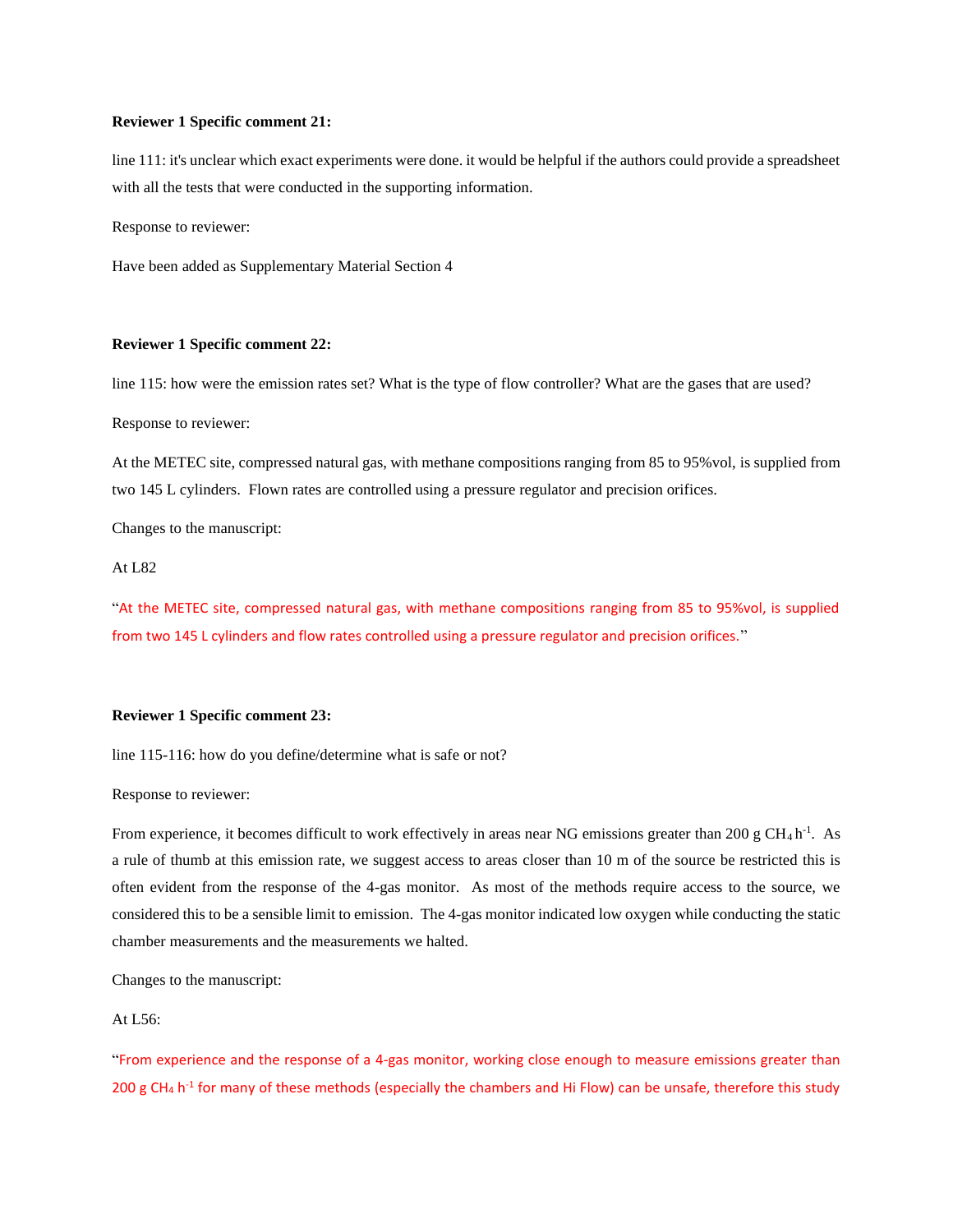**Reviewer 1 Specific comment 21:**

line 111: it's unclear which exact experiments were done. it would be helpful if the authors could provide a spreadsheet with all the tests that were conducted in the supporting information.

Response to reviewer:

Have been added as Supplementary Material Section 4

**Reviewer 1 Specific comment 22:**

line 115: how were the emission rates set? What is the type of flow controller? What are the gases that are used?

Response to reviewer:

At the METEC site, compressed natural gas, with methane compositions ranging from 85 to 95%vol, is supplied from two 145 L cylinders. Flown rates are controlled using a pressure regulator and precision orifices.

Changes to the manuscript:

At L82

"At the METEC site, compressed natural gas, with methane compositions ranging from 85 to 95%vol, is supplied from two 145 L cylinders and flow rates controlled using a pressure regulator and precision orifices."

**Reviewer 1 Specific comment 23:**

line 115-116: how do you define/determine what is safe or not?

Response to reviewer:

From experience, it becomes difficult to work effectively in areas near NG emissions greater than 200 g $CH_4$ $h^{-1}$. As a rule of thumb at this emission rate, we suggest access to areas closer than 10 m of the source be restricted this is often evident from the response of the 4-gas monitor. As most of the methods require access to the source, we considered this to be a sensible limit to emission. The 4-gas monitor indicated low oxygen while conducting the static chamber measurements and the measurements we halted.

Changes to the manuscript:

At L56:

"From experience and the response of a 4-gas monitor, working close enough to measure emissions greater than 200 g $CH_4$ $h^{-1}$ for many of these methods (especially the chambers and Hi Flow) can be unsafe, therefore this study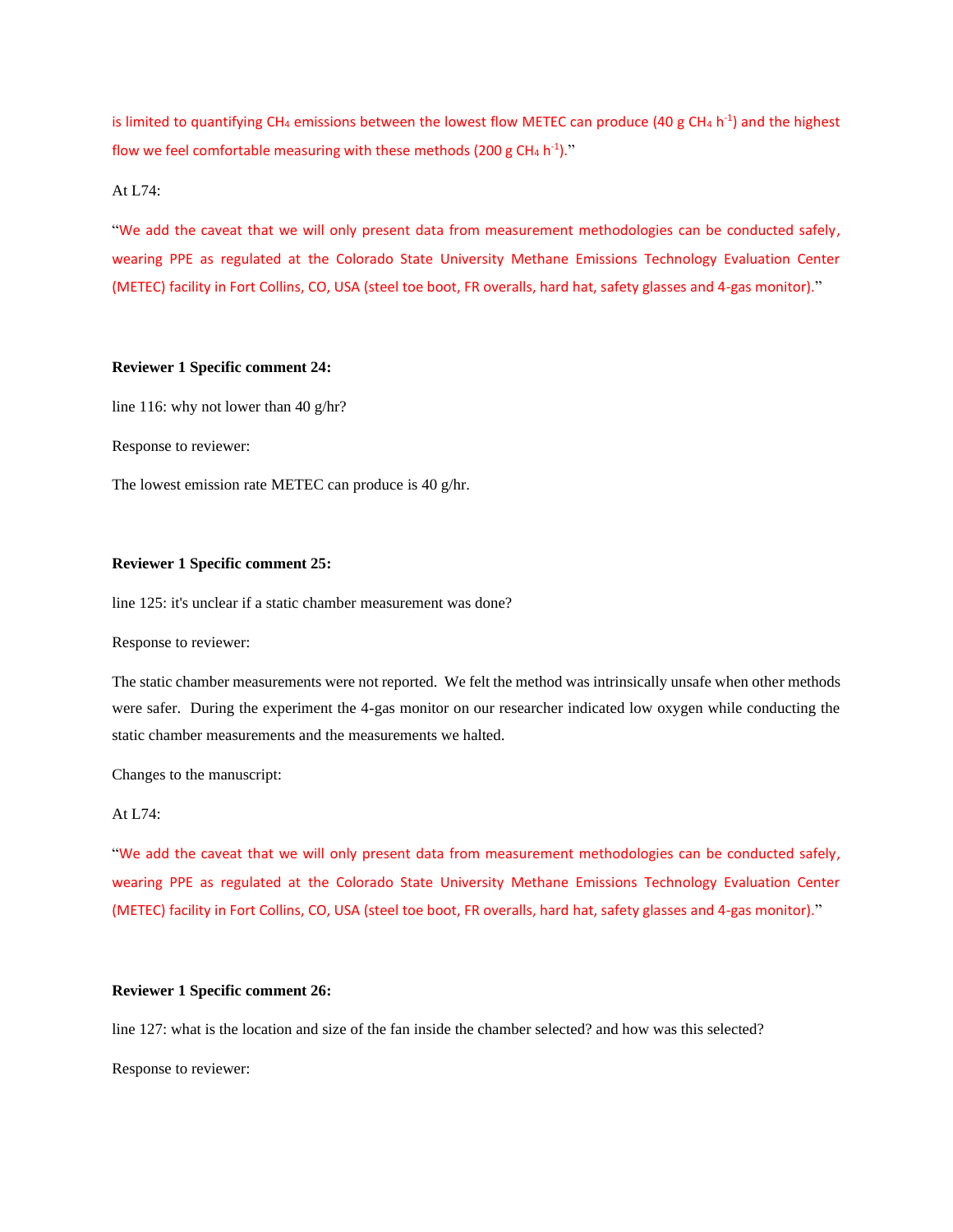is limited to quantifying $CH_4$ emissions between the lowest flow METEC can produce (40 g $CH_4$ $h^{-1}$) and the highest flow we feel comfortable measuring with these methods (200 g $CH_4$ $h^{-1}$)."

At L74:

"We add the caveat that we will only present data from measurement methodologies can be conducted safely, wearing PPE as regulated at the Colorado State University Methane Emissions Technology Evaluation Center (METEC) facility in Fort Collins, CO, USA (steel toe boot, FR overalls, hard hat, safety glasses and 4-gas monitor)."

**Reviewer 1 Specific comment 24:**

line 116: why not lower than 40 g/hr?

Response to reviewer:

The lowest emission rate METEC can produce is 40 g/hr.

**Reviewer 1 Specific comment 25:**

line 125: it's unclear if a static chamber measurement was done?

Response to reviewer:

The static chamber measurements were not reported. We felt the method was intrinsically unsafe when other methods were safer. During the experiment the 4-gas monitor on our researcher indicated low oxygen while conducting the static chamber measurements and the measurements we halted.

Changes to the manuscript:

At L74:

"We add the caveat that we will only present data from measurement methodologies can be conducted safely, wearing PPE as regulated at the Colorado State University Methane Emissions Technology Evaluation Center (METEC) facility in Fort Collins, CO, USA (steel toe boot, FR overalls, hard hat, safety glasses and 4-gas monitor)."

**Reviewer 1 Specific comment 26:**

line 127: what is the location and size of the fan inside the chamber selected? and how was this selected?

Response to reviewer: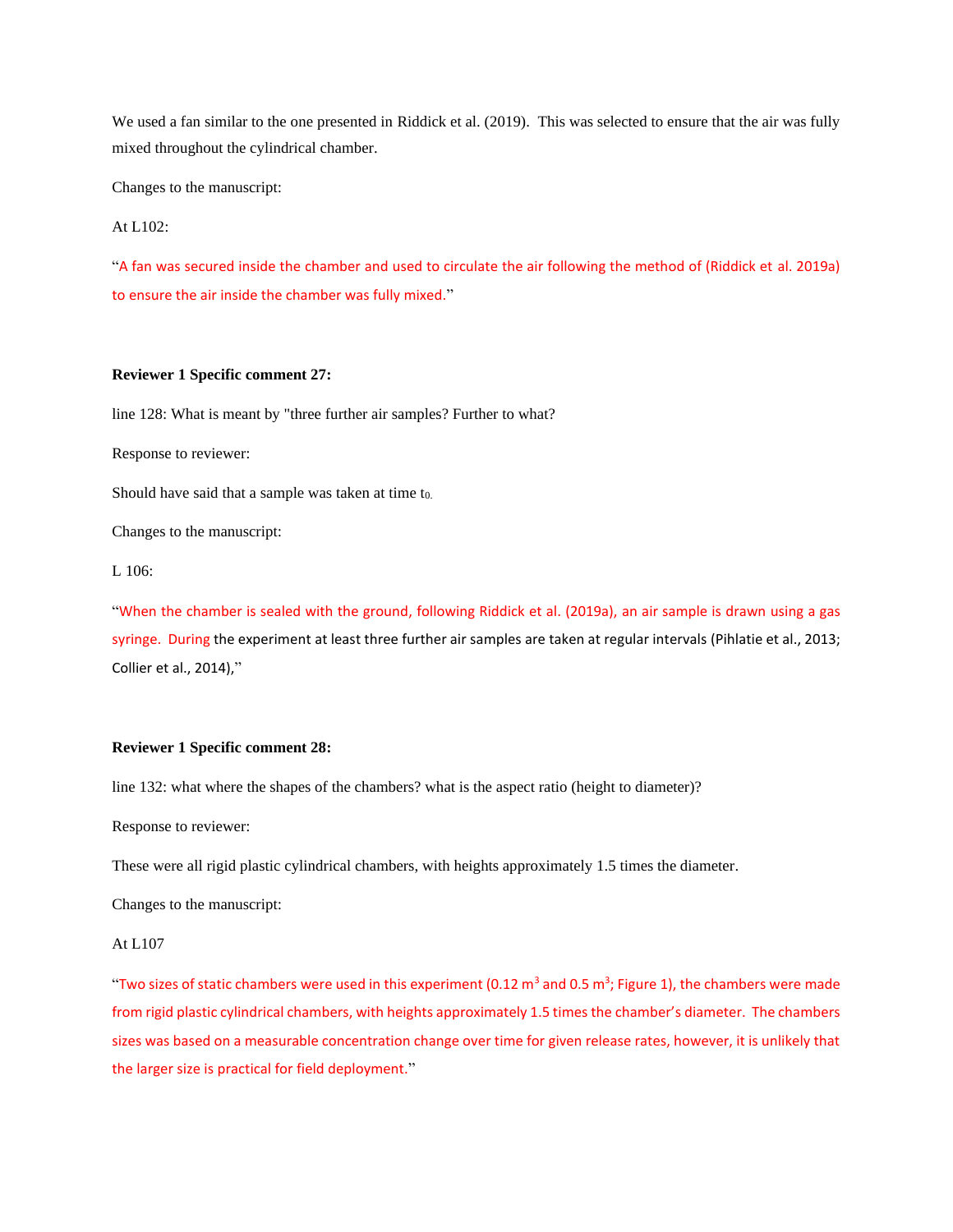We used a fan similar to the one presented in Riddick et al. (2019). This was selected to ensure that the air was fully mixed throughout the cylindrical chamber.

Changes to the manuscript:

At L102:

"A fan was secured inside the chamber and used to circulate the air following the method of (Riddick et al. 2019a) to ensure the air inside the chamber was fully mixed."

**Reviewer 1 Specific comment 27:**

line 128: What is meant by "three further air samples? Further to what?

Response to reviewer:

Should have said that a sample was taken at time $t_0$.

Changes to the manuscript:

L 106:

"When the chamber is sealed with the ground, following Riddick et al. (2019a), an air sample is drawn using a gas syringe. During the experiment at least three further air samples are taken at regular intervals (Pihlatie et al., 2013; Collier et al., 2014),"

**Reviewer 1 Specific comment 28:**

line 132: what where the shapes of the chambers? what is the aspect ratio (height to diameter)?

Response to reviewer:

These were all rigid plastic cylindrical chambers, with heights approximately 1.5 times the diameter.

Changes to the manuscript:

At L107

"Two sizes of static chambers were used in this experiment (0.12 $m^3$ and 0.5 $m^3$; Figure 1), the chambers were made from rigid plastic cylindrical chambers, with heights approximately 1.5 times the chamber's diameter. The chambers sizes was based on a measurable concentration change over time for given release rates, however, it is unlikely that the larger size is practical for field deployment."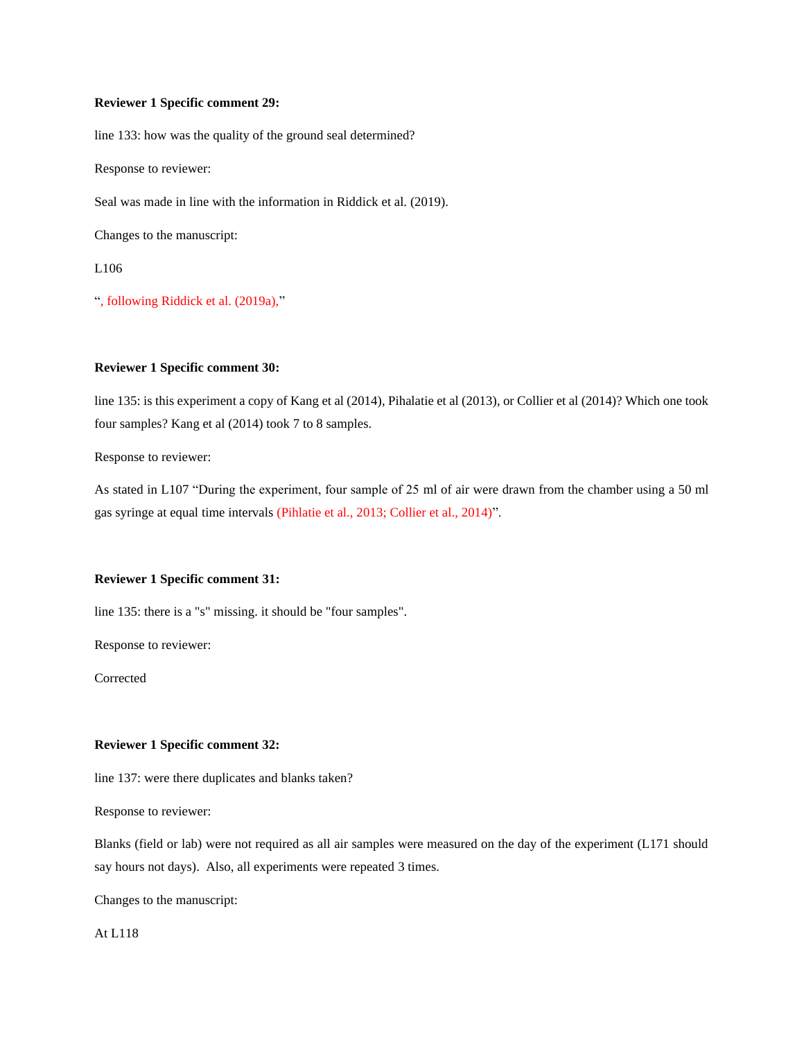**Reviewer 1 Specific comment 29:**

line 133: how was the quality of the ground seal determined?

Response to reviewer:

Seal was made in line with the information in Riddick et al. (2019).

Changes to the manuscript:

L106

“, following Riddick et al. (2019a),”

**Reviewer 1 Specific comment 30:**

line 135: is this experiment a copy of Kang et al (2014), Pihalatie et al (2013), or Collier et al (2014)? Which one took four samples? Kang et al (2014) took 7 to 8 samples.

Response to reviewer:

As stated in L107 “During the experiment, four sample of 25 ml of air were drawn from the chamber using a 50 ml gas syringe at equal time intervals (Pihlatie et al., 2013; Collier et al., 2014)”.

**Reviewer 1 Specific comment 31:**

line 135: there is a "s" missing. it should be "four samples".

Response to reviewer:

Corrected

**Reviewer 1 Specific comment 32:**

line 137: were there duplicates and blanks taken?

Response to reviewer:

Blanks (field or lab) were not required as all air samples were measured on the day of the experiment (L171 should say hours not days). Also, all experiments were repeated 3 times.

Changes to the manuscript:

At L118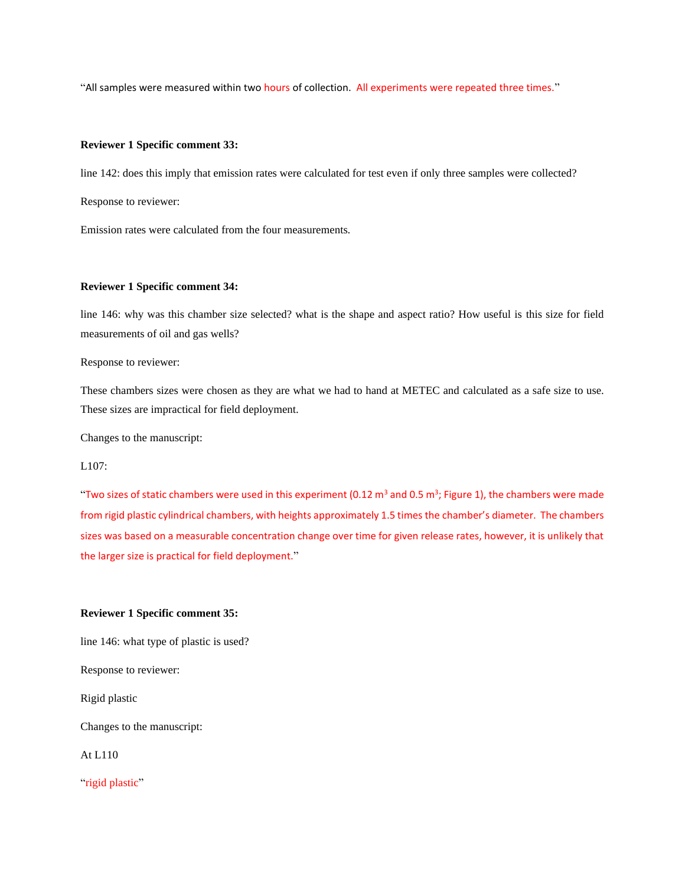“All samples were measured within two hours of collection.  All experiments were repeated three times.”

**Reviewer 1 Specific comment 33:**

line 142: does this imply that emission rates were calculated for test even if only three samples were collected?

Response to reviewer:

Emission rates were calculated from the four measurements.

**Reviewer 1 Specific comment 34:**

line 146: why was this chamber size selected? what is the shape and aspect ratio? How useful is this size for field measurements of oil and gas wells?

Response to reviewer:

These chambers sizes were chosen as they are what we had to hand at METEC and calculated as a safe size to use. These sizes are impractical for field deployment.

Changes to the manuscript:

L107:

“Two sizes of static chambers were used in this experiment (0.12 $m^3$ and 0.5 $m^3$; Figure 1), the chambers were made from rigid plastic cylindrical chambers, with heights approximately 1.5 times the chamber’s diameter.  The chambers sizes was based on a measurable concentration change over time for given release rates, however, it is unlikely that the larger size is practical for field deployment.”

**Reviewer 1 Specific comment 35:**

line 146: what type of plastic is used?

Response to reviewer:

Rigid plastic

Changes to the manuscript:

At L110

“rigid plastic”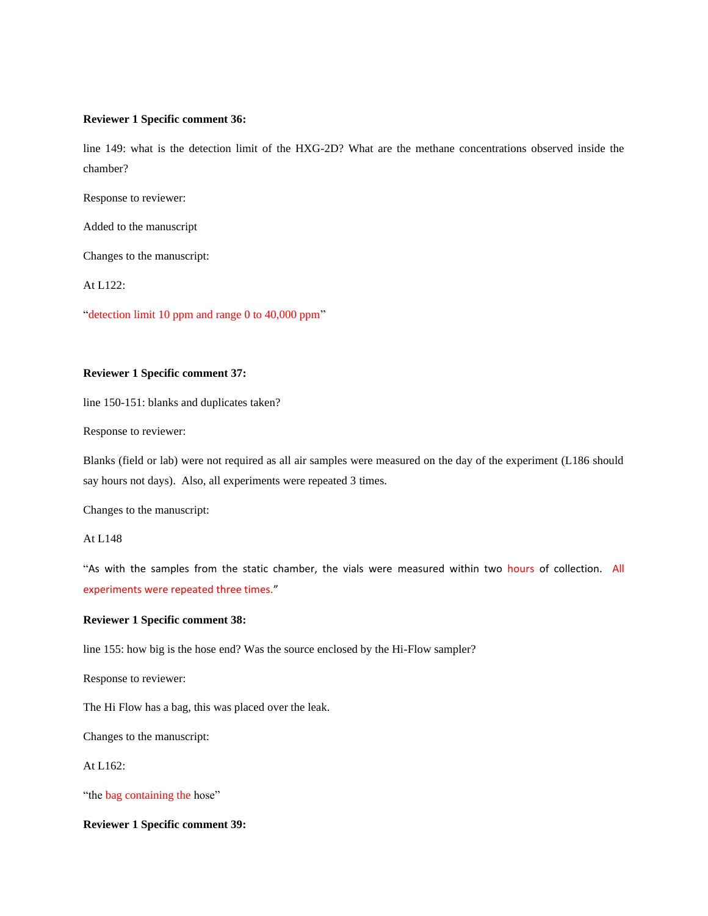**Reviewer 1 Specific comment 36:**

line 149: what is the detection limit of the HXG-2D? What are the methane concentrations observed inside the chamber?

Response to reviewer:

Added to the manuscript

Changes to the manuscript:

At L122:

"detection limit 10 ppm and range 0 to 40,000 ppm"

**Reviewer 1 Specific comment 37:**

line 150-151: blanks and duplicates taken?

Response to reviewer:

Blanks (field or lab) were not required as all air samples were measured on the day of the experiment (L186 should say hours not days). Also, all experiments were repeated 3 times.

Changes to the manuscript:

At L148

"As with the samples from the static chamber, the vials were measured within two hours of collection. All experiments were repeated three times."

**Reviewer 1 Specific comment 38:**

line 155: how big is the hose end? Was the source enclosed by the Hi-Flow sampler?

Response to reviewer:

The Hi Flow has a bag, this was placed over the leak.

Changes to the manuscript:

At L162:

"the bag containing the hose"

**Reviewer 1 Specific comment 39:**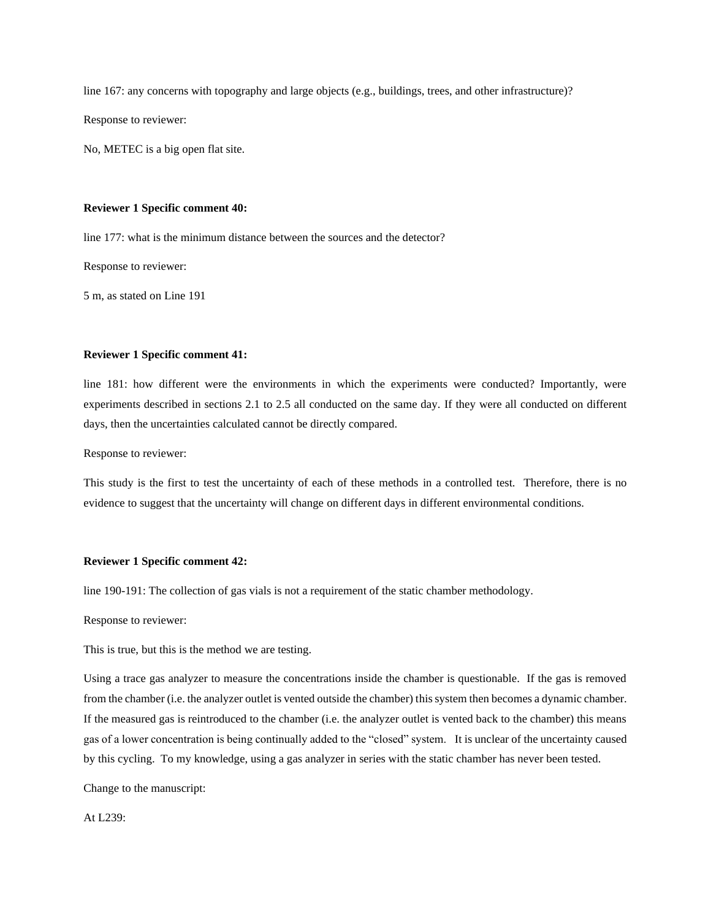line 167: any concerns with topography and large objects (e.g., buildings, trees, and other infrastructure)?

Response to reviewer:

No, METEC is a big open flat site.

**Reviewer 1 Specific comment 40:**

line 177: what is the minimum distance between the sources and the detector?

Response to reviewer:

5 m, as stated on Line 191

**Reviewer 1 Specific comment 41:**

line 181: how different were the environments in which the experiments were conducted? Importantly, were experiments described in sections 2.1 to 2.5 all conducted on the same day. If they were all conducted on different days, then the uncertainties calculated cannot be directly compared.

Response to reviewer:

This study is the first to test the uncertainty of each of these methods in a controlled test. Therefore, there is no evidence to suggest that the uncertainty will change on different days in different environmental conditions.

**Reviewer 1 Specific comment 42:**

line 190-191: The collection of gas vials is not a requirement of the static chamber methodology.

Response to reviewer:

This is true, but this is the method we are testing.

Using a trace gas analyzer to measure the concentrations inside the chamber is questionable. If the gas is removed from the chamber (i.e. the analyzer outlet is vented outside the chamber) this system then becomes a dynamic chamber. If the measured gas is reintroduced to the chamber (i.e. the analyzer outlet is vented back to the chamber) this means gas of a lower concentration is being continually added to the "closed" system. It is unclear of the uncertainty caused by this cycling. To my knowledge, using a gas analyzer in series with the static chamber has never been tested.

Change to the manuscript:

At L239: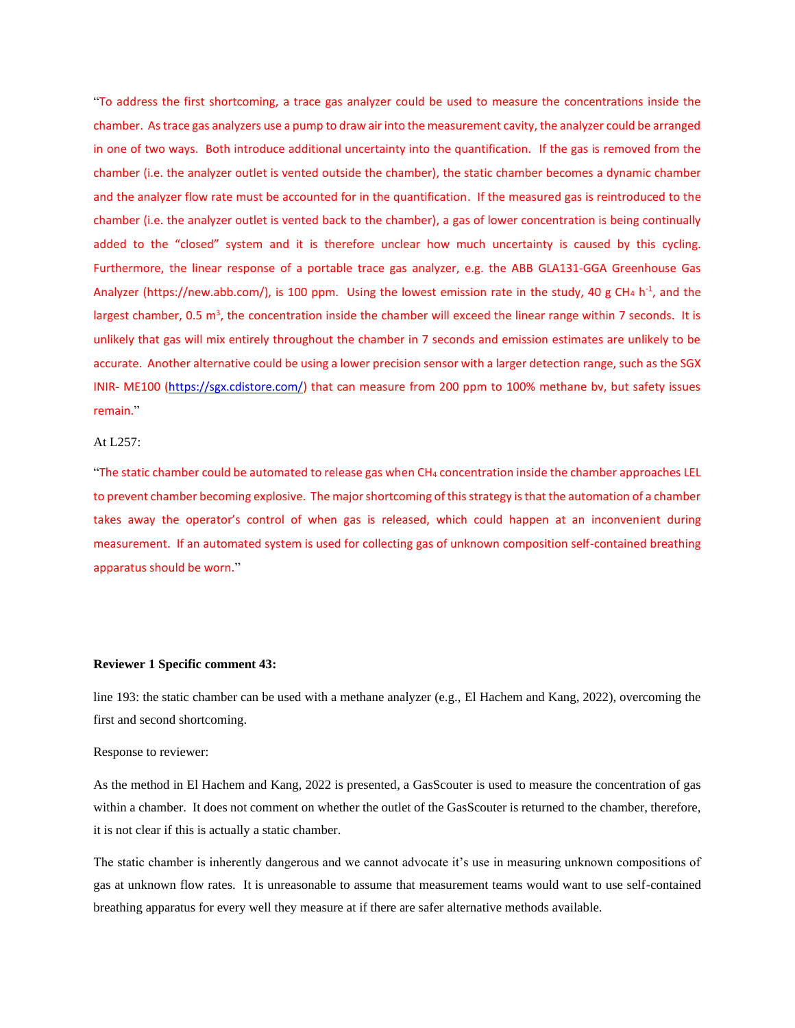"To address the first shortcoming, a trace gas analyzer could be used to measure the concentrations inside the chamber. As trace gas analyzers use a pump to draw air into the measurement cavity, the analyzer could be arranged in one of two ways. Both introduce additional uncertainty into the quantification. If the gas is removed from the chamber (i.e. the analyzer outlet is vented outside the chamber), the static chamber becomes a dynamic chamber and the analyzer flow rate must be accounted for in the quantification. If the measured gas is reintroduced to the chamber (i.e. the analyzer outlet is vented back to the chamber), a gas of lower concentration is being continually added to the "closed" system and it is therefore unclear how much uncertainty is caused by this cycling. Furthermore, the linear response of a portable trace gas analyzer, e.g. the ABB GLA131-GGA Greenhouse Gas Analyzer (https://new.abb.com/), is 100 ppm. Using the lowest emission rate in the study, 40 g $CH_4$ $h^{-1}$, and the largest chamber, 0.5 $m^3$, the concentration inside the chamber will exceed the linear range within 7 seconds. It is unlikely that gas will mix entirely throughout the chamber in 7 seconds and emission estimates are unlikely to be accurate. Another alternative could be using a lower precision sensor with a larger detection range, such as the SGX INIR- ME100 (https://sgx.cdistore.com/) that can measure from 200 ppm to 100% methane bv, but safety issues remain."

At L257:

"The static chamber could be automated to release gas when $CH_4$ concentration inside the chamber approaches LEL to prevent chamber becoming explosive. The major shortcoming of this strategy is that the automation of a chamber takes away the operator's control of when gas is released, which could happen at an inconvenient during measurement. If an automated system is used for collecting gas of unknown composition self-contained breathing apparatus should be worn."

**Reviewer 1 Specific comment 43:**

line 193: the static chamber can be used with a methane analyzer (e.g., El Hachem and Kang, 2022), overcoming the first and second shortcoming.

Response to reviewer:

As the method in El Hachem and Kang, 2022 is presented, a GasScouter is used to measure the concentration of gas within a chamber. It does not comment on whether the outlet of the GasScouter is returned to the chamber, therefore, it is not clear if this is actually a static chamber.

The static chamber is inherently dangerous and we cannot advocate it's use in measuring unknown compositions of gas at unknown flow rates. It is unreasonable to assume that measurement teams would want to use self-contained breathing apparatus for every well they measure at if there are safer alternative methods available.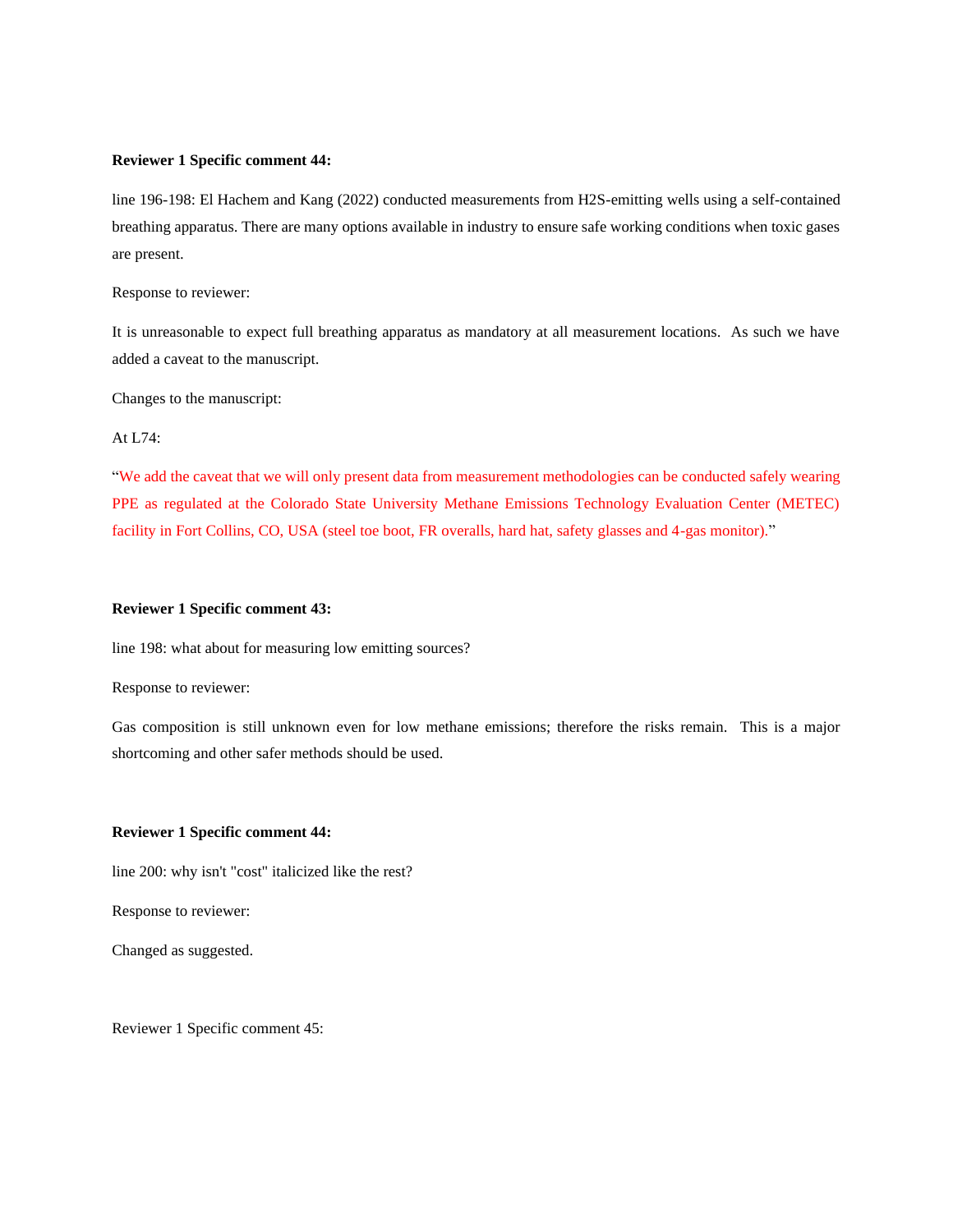**Reviewer 1 Specific comment 44:**

line 196-198: El Hachem and Kang (2022) conducted measurements from $H_2S$-emitting wells using a self-contained breathing apparatus. There are many options available in industry to ensure safe working conditions when toxic gases are present.

Response to reviewer:

It is unreasonable to expect full breathing apparatus as mandatory at all measurement locations. As such we have added a caveat to the manuscript.

Changes to the manuscript:

At L74:

"We add the caveat that we will only present data from measurement methodologies can be conducted safely wearing PPE as regulated at the Colorado State University Methane Emissions Technology Evaluation Center (METEC) facility in Fort Collins, CO, USA (steel toe boot, FR overalls, hard hat, safety glasses and 4-gas monitor)."

**Reviewer 1 Specific comment 43:**

line 198: what about for measuring low emitting sources?

Response to reviewer:

Gas composition is still unknown even for low methane emissions; therefore the risks remain. This is a major shortcoming and other safer methods should be used.

**Reviewer 1 Specific comment 44:**

line 200: why isn't "cost" italicized like the rest?

Response to reviewer:

Changed as suggested.

Reviewer 1 Specific comment 45: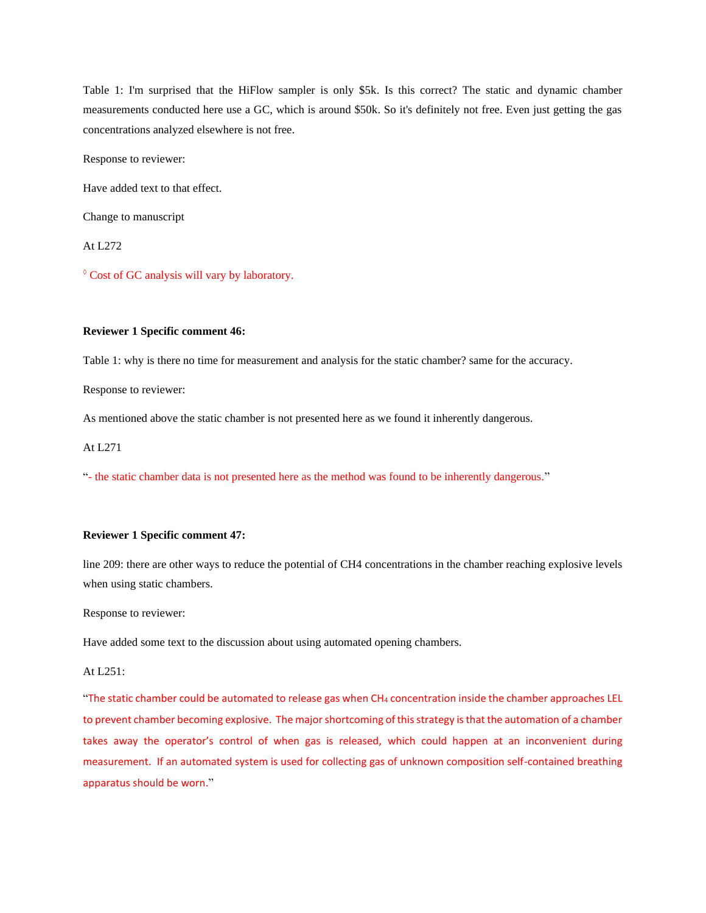Table 1: I'm surprised that the HiFlow sampler is only \$5k. Is this correct? The static and dynamic chamber measurements conducted here use a GC, which is around \$50k. So it's definitely not free. Even just getting the gas concentrations analyzed elsewhere is not free.

Response to reviewer:

Have added text to that effect.

Change to manuscript

At L272

◊ Cost of GC analysis will vary by laboratory.

**Reviewer 1 Specific comment 46:**

Table 1: why is there no time for measurement and analysis for the static chamber? same for the accuracy.

Response to reviewer:

As mentioned above the static chamber is not presented here as we found it inherently dangerous.

At L271

"- the static chamber data is not presented here as the method was found to be inherently dangerous."

**Reviewer 1 Specific comment 47:**

line 209: there are other ways to reduce the potential of $CH_4$ concentrations in the chamber reaching explosive levels when using static chambers.

Response to reviewer:

Have added some text to the discussion about using automated opening chambers.

At L251:

"The static chamber could be automated to release gas when $CH_4$ concentration inside the chamber approaches LEL to prevent chamber becoming explosive. The major shortcoming of this strategy is that the automation of a chamber takes away the operator's control of when gas is released, which could happen at an inconvenient during measurement. If an automated system is used for collecting gas of unknown composition self-contained breathing apparatus should be worn."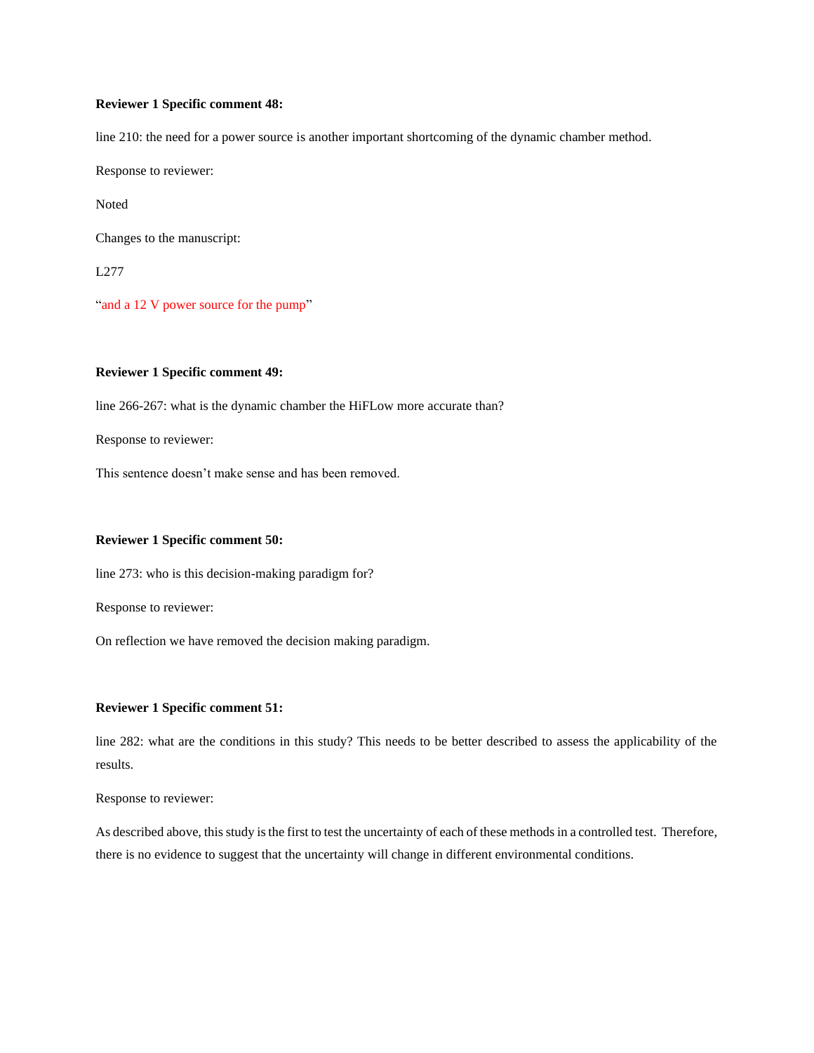**Reviewer 1 Specific comment 48:**

line 210: the need for a power source is another important shortcoming of the dynamic chamber method.

Response to reviewer:

Noted

Changes to the manuscript:

L277

"and a 12 V power source for the pump"

**Reviewer 1 Specific comment 49:**

line 266-267: what is the dynamic chamber the HiFLow more accurate than?

Response to reviewer:

This sentence doesn't make sense and has been removed.

**Reviewer 1 Specific comment 50:**

line 273: who is this decision-making paradigm for?

Response to reviewer:

On reflection we have removed the decision making paradigm.

**Reviewer 1 Specific comment 51:**

line 282: what are the conditions in this study? This needs to be better described to assess the applicability of the results.

Response to reviewer:

As described above, this study is the first to test the uncertainty of each of these methods in a controlled test. Therefore, there is no evidence to suggest that the uncertainty will change in different environmental conditions.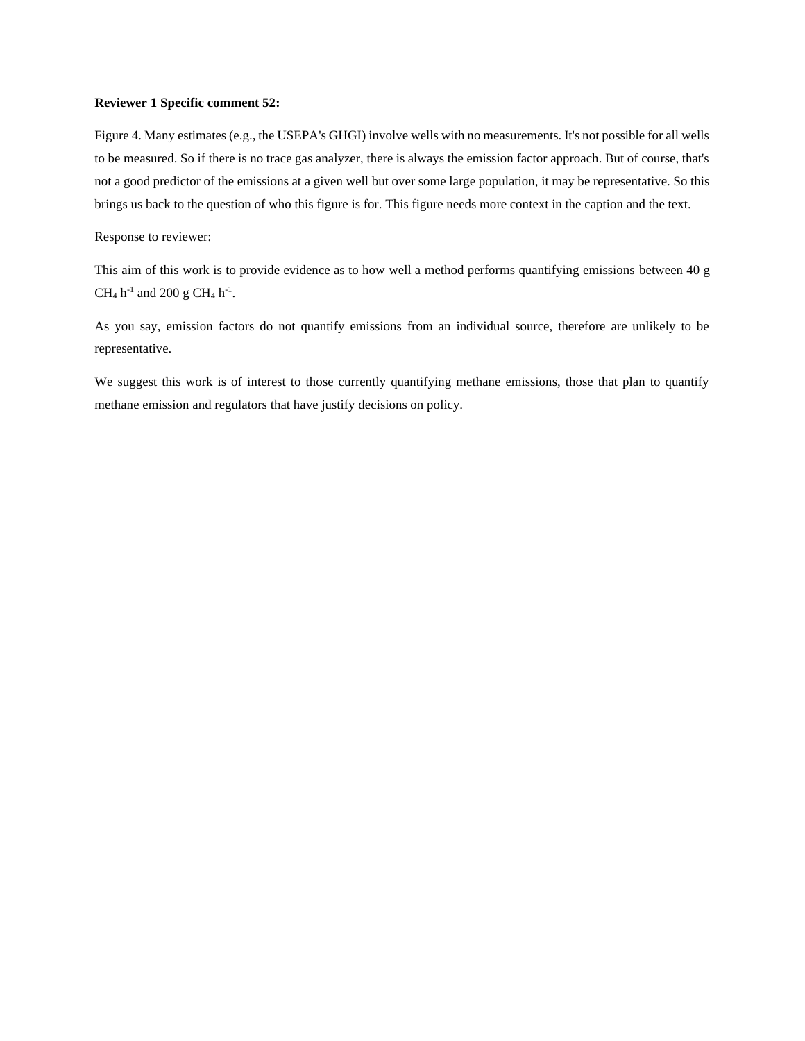**Reviewer 1 Specific comment 52:**

Figure 4. Many estimates (e.g., the USEPA's GHGI) involve wells with no measurements. It's not possible for all wells to be measured. So if there is no trace gas analyzer, there is always the emission factor approach. But of course, that's not a good predictor of the emissions at a given well but over some large population, it may be representative. So this brings us back to the question of who this figure is for. This figure needs more context in the caption and the text.

Response to reviewer:

This aim of this work is to provide evidence as to how well a method performs quantifying emissions between 40 g $CH_4$ $h^{-1}$ and 200 g $CH_4$ $h^{-1}$.

As you say, emission factors do not quantify emissions from an individual source, therefore are unlikely to be representative.

We suggest this work is of interest to those currently quantifying methane emissions, those that plan to quantify methane emission and regulators that have justify decisions on policy.